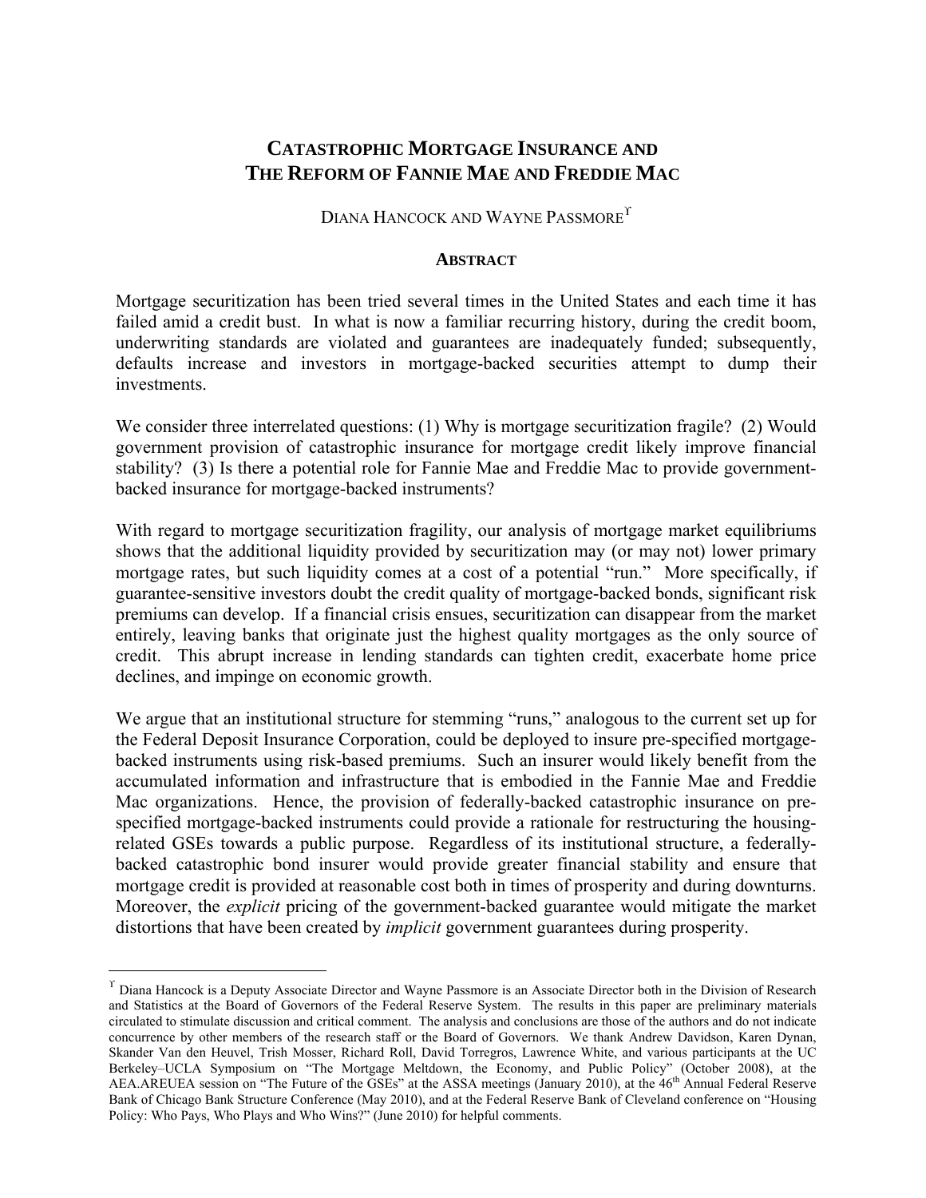# Catastrophic Mortgage Insurance and The Reform of Fannie Mae and Freddie Mac

Diana Hancock and Wayne Passmore[ϒ]

## Abstract

Mortgage securitization has been tried several times in the United States and each time it has failed amid a credit bust. In what is now a familiar recurring history, during the credit boom, underwriting standards are violated and guarantees are inadequately funded; subsequently, defaults increase and investors in mortgage-backed securities attempt to dump their investments.

We consider three interrelated questions: (1) Why is mortgage securitization fragile? (2) Would government provision of catastrophic insurance for mortgage credit likely improve financial stability? (3) Is there a potential role for Fannie Mae and Freddie Mac to provide government-backed insurance for mortgage-backed instruments?

With regard to mortgage securitization fragility, our analysis of mortgage market equilibriums shows that the additional liquidity provided by securitization may (or may not) lower primary mortgage rates, but such liquidity comes at a cost of a potential "run." More specifically, if guarantee-sensitive investors doubt the credit quality of mortgage-backed bonds, significant risk premiums can develop. If a financial crisis ensues, securitization can disappear from the market entirely, leaving banks that originate just the highest quality mortgages as the only source of credit. This abrupt increase in lending standards can tighten credit, exacerbate home price declines, and impinge on economic growth.

We argue that an institutional structure for stemming "runs," analogous to the current set up for the Federal Deposit Insurance Corporation, could be deployed to insure pre-specified mortgage-backed instruments using risk-based premiums. Such an insurer would likely benefit from the accumulated information and infrastructure that is embodied in the Fannie Mae and Freddie Mac organizations. Hence, the provision of federally-backed catastrophic insurance on pre-specified mortgage-backed instruments could provide a rationale for restructuring the housing-related GSEs towards a public purpose. Regardless of its institutional structure, a federally-backed catastrophic bond insurer would provide greater financial stability and ensure that mortgage credit is provided at reasonable cost both in times of prosperity and during downturns. Moreover, the *explicit* pricing of the government-backed guarantee would mitigate the market distortions that have been created by *implicit* government guarantees during prosperity.

---

[ϒ] Diana Hancock is a Deputy Associate Director and Wayne Passmore is an Associate Director both in the Division of Research and Statistics at the Board of Governors of the Federal Reserve System. The results in this paper are preliminary materials circulated to stimulate discussion and critical comment. The analysis and conclusions are those of the authors and do not indicate concurrence by other members of the research staff or the Board of Governors. We thank Andrew Davidson, Karen Dynan, Skander Van den Heuvel, Trish Mosser, Richard Roll, David Torregros, Lawrence White, and various participants at the UC Berkeley–UCLA Symposium on "The Mortgage Meltdown, the Economy, and Public Policy" (October 2008), at the AEA.AREUEA session on "The Future of the GSEs" at the ASSA meetings (January 2010), at the 46th Annual Federal Reserve Bank of Chicago Bank Structure Conference (May 2010), and at the Federal Reserve Bank of Cleveland conference on "Housing Policy: Who Pays, Who Plays and Who Wins?" (June 2010) for helpful comments.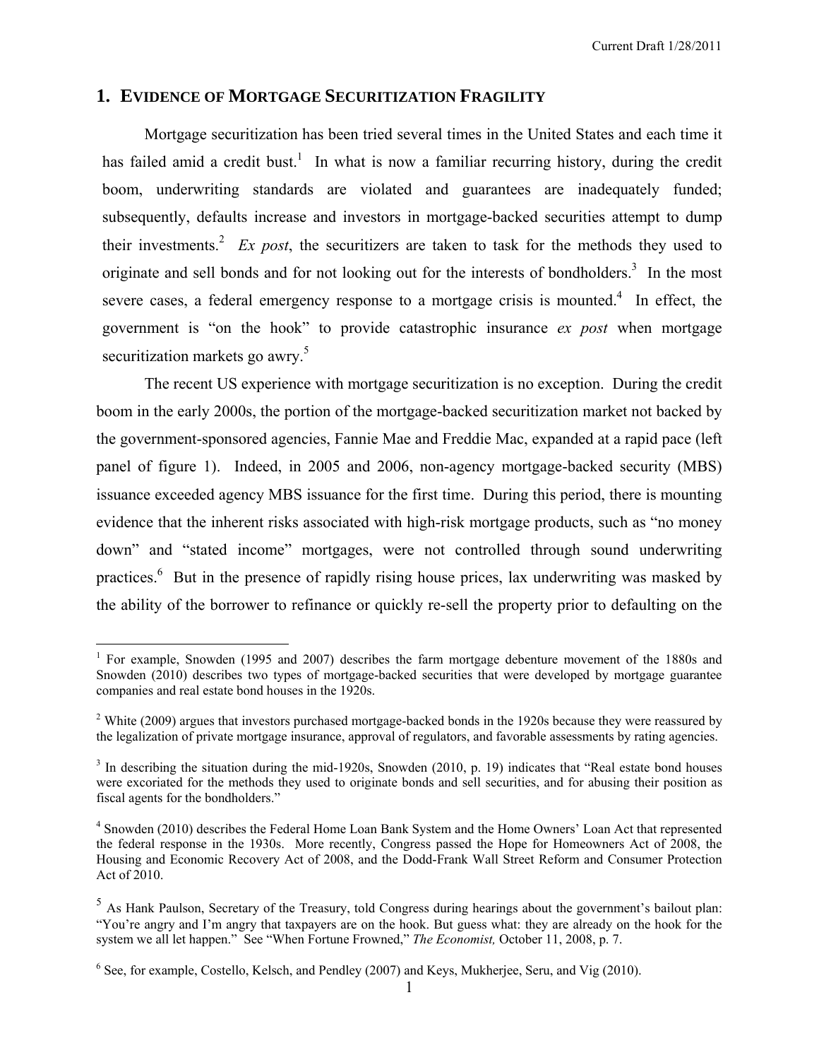## 1. EVIDENCE OF MORTGAGE SECURITIZATION FRAGILITY

Mortgage securitization has been tried several times in the United States and each time it has failed amid a credit bust.[1] In what is now a familiar recurring history, during the credit boom, underwriting standards are violated and guarantees are inadequately funded; subsequently, defaults increase and investors in mortgage-backed securities attempt to dump their investments.[2] *Ex post*, the securitizers are taken to task for the methods they used to originate and sell bonds and for not looking out for the interests of bondholders.[3] In the most severe cases, a federal emergency response to a mortgage crisis is mounted.[4] In effect, the government is "on the hook" to provide catastrophic insurance *ex post* when mortgage securitization markets go awry.[5]

The recent US experience with mortgage securitization is no exception. During the credit boom in the early 2000s, the portion of the mortgage-backed securitization market not backed by the government-sponsored agencies, Fannie Mae and Freddie Mac, expanded at a rapid pace (left panel of figure 1). Indeed, in 2005 and 2006, non-agency mortgage-backed security (MBS) issuance exceeded agency MBS issuance for the first time. During this period, there is mounting evidence that the inherent risks associated with high-risk mortgage products, such as "no money down" and "stated income" mortgages, were not controlled through sound underwriting practices.[6] But in the presence of rapidly rising house prices, lax underwriting was masked by the ability of the borrower to refinance or quickly re-sell the property prior to defaulting on the

---

[1] For example, Snowden (1995 and 2007) describes the farm mortgage debenture movement of the 1880s and Snowden (2010) describes two types of mortgage-backed securities that were developed by mortgage guarantee companies and real estate bond houses in the 1920s.

[2] White (2009) argues that investors purchased mortgage-backed bonds in the 1920s because they were reassured by the legalization of private mortgage insurance, approval of regulators, and favorable assessments by rating agencies.

[3] In describing the situation during the mid-1920s, Snowden (2010, p. 19) indicates that "Real estate bond houses were excoriated for the methods they used to originate bonds and sell securities, and for abusing their position as fiscal agents for the bondholders."

[4] Snowden (2010) describes the Federal Home Loan Bank System and the Home Owners' Loan Act that represented the federal response in the 1930s. More recently, Congress passed the Hope for Homeowners Act of 2008, the Housing and Economic Recovery Act of 2008, and the Dodd-Frank Wall Street Reform and Consumer Protection Act of 2010.

[5] As Hank Paulson, Secretary of the Treasury, told Congress during hearings about the government's bailout plan: "You're angry and I'm angry that taxpayers are on the hook. But guess what: they are already on the hook for the system we all let happen." See "When Fortune Frowned," *The Economist,* October 11, 2008, p. 7.

[6] See, for example, Costello, Kelsch, and Pendley (2007) and Keys, Mukherjee, Seru, and Vig (2010).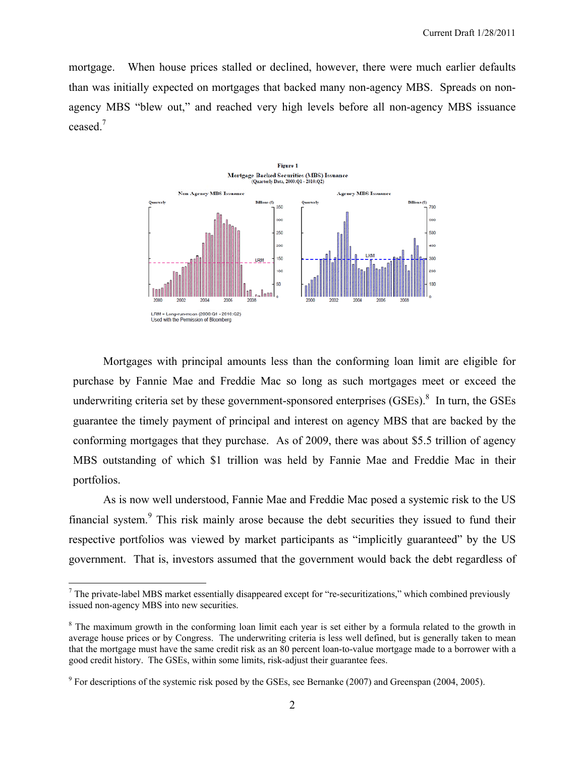mortgage. When house prices stalled or declined, however, there were much earlier defaults than was initially expected on mortgages that backed many non-agency MBS. Spreads on non-agency MBS "blew out," and reached very high levels before all non-agency MBS issuance ceased.[7]

Figure 1
Mortgage Backed Securities (MBS) Issuance
(Quarterly Data, 2000:Q1 - 2010:Q2)

LRM = Long-run-mean (2000:Q1 - 2010:Q2)
Used with the Permission of Bloomberg

Mortgages with principal amounts less than the conforming loan limit are eligible for purchase by Fannie Mae and Freddie Mac so long as such mortgages meet or exceed the underwriting criteria set by these government-sponsored enterprises (GSEs).[8] In turn, the GSEs guarantee the timely payment of principal and interest on agency MBS that are backed by the conforming mortgages that they purchase. As of 2009, there was about $5.5 trillion of agency MBS outstanding of which $1 trillion was held by Fannie Mae and Freddie Mac in their portfolios.

As is now well understood, Fannie Mae and Freddie Mac posed a systemic risk to the US financial system.[9] This risk mainly arose because the debt securities they issued to fund their respective portfolios was viewed by market participants as "implicitly guaranteed" by the US government. That is, investors assumed that the government would back the debt regardless of

---

[7] The private-label MBS market essentially disappeared except for "re-securitizations," which combined previously issued non-agency MBS into new securities.

[8] The maximum growth in the conforming loan limit each year is set either by a formula related to the growth in average house prices or by Congress. The underwriting criteria is less well defined, but is generally taken to mean that the mortgage must have the same credit risk as an 80 percent loan-to-value mortgage made to a borrower with a good credit history. The GSEs, within some limits, risk-adjust their guarantee fees.

[9] For descriptions of the systemic risk posed by the GSEs, see Bernanke (2007) and Greenspan (2004, 2005).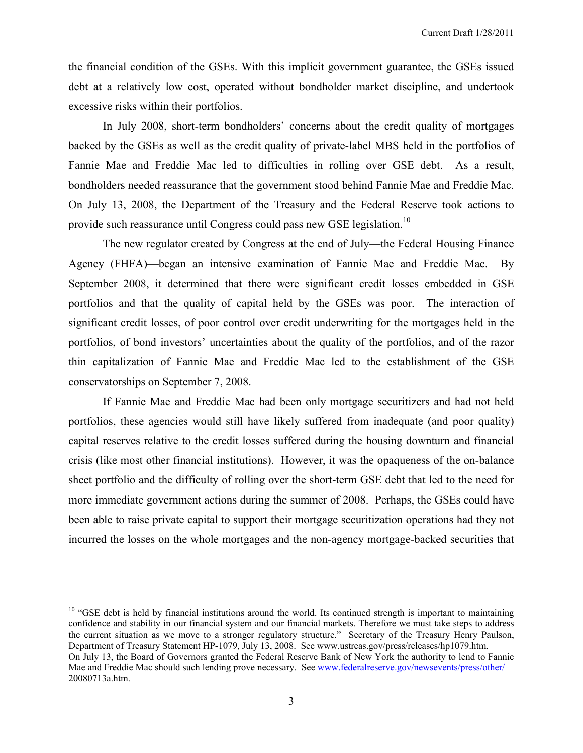the financial condition of the GSEs. With this implicit government guarantee, the GSEs issued debt at a relatively low cost, operated without bondholder market discipline, and undertook excessive risks within their portfolios.

In July 2008, short-term bondholders' concerns about the credit quality of mortgages backed by the GSEs as well as the credit quality of private-label MBS held in the portfolios of Fannie Mae and Freddie Mac led to difficulties in rolling over GSE debt. As a result, bondholders needed reassurance that the government stood behind Fannie Mae and Freddie Mac. On July 13, 2008, the Department of the Treasury and the Federal Reserve took actions to provide such reassurance until Congress could pass new GSE legislation.[10]

The new regulator created by Congress at the end of July—the Federal Housing Finance Agency (FHFA)—began an intensive examination of Fannie Mae and Freddie Mac. By September 2008, it determined that there were significant credit losses embedded in GSE portfolios and that the quality of capital held by the GSEs was poor. The interaction of significant credit losses, of poor control over credit underwriting for the mortgages held in the portfolios, of bond investors' uncertainties about the quality of the portfolios, and of the razor thin capitalization of Fannie Mae and Freddie Mac led to the establishment of the GSE conservatorships on September 7, 2008.

If Fannie Mae and Freddie Mac had been only mortgage securitizers and had not held portfolios, these agencies would still have likely suffered from inadequate (and poor quality) capital reserves relative to the credit losses suffered during the housing downturn and financial crisis (like most other financial institutions). However, it was the opaqueness of the on-balance sheet portfolio and the difficulty of rolling over the short-term GSE debt that led to the need for more immediate government actions during the summer of 2008. Perhaps, the GSEs could have been able to raise private capital to support their mortgage securitization operations had they not incurred the losses on the whole mortgages and the non-agency mortgage-backed securities that

---

[10] "GSE debt is held by financial institutions around the world. Its continued strength is important to maintaining confidence and stability in our financial system and our financial markets. Therefore we must take steps to address the current situation as we move to a stronger regulatory structure." Secretary of the Treasury Henry Paulson, Department of Treasury Statement HP-1079, July 13, 2008. See www.ustreas.gov/press/releases/hp1079.htm.
On July 13, the Board of Governors granted the Federal Reserve Bank of New York the authority to lend to Fannie Mae and Freddie Mac should such lending prove necessary. See www.federalreserve.gov/newsevents/press/other/20080713a.htm.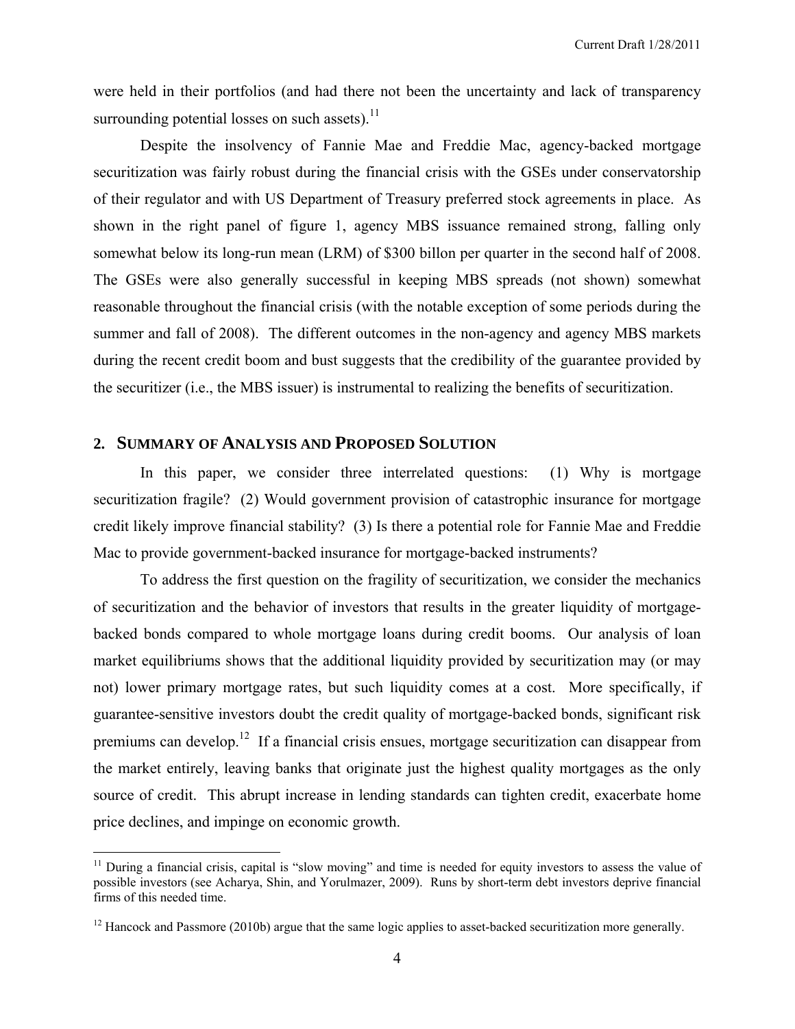were held in their portfolios (and had there not been the uncertainty and lack of transparency surrounding potential losses on such assets).[11]

Despite the insolvency of Fannie Mae and Freddie Mac, agency-backed mortgage securitization was fairly robust during the financial crisis with the GSEs under conservatorship of their regulator and with US Department of Treasury preferred stock agreements in place. As shown in the right panel of figure 1, agency MBS issuance remained strong, falling only somewhat below its long-run mean (LRM) of $300 billon per quarter in the second half of 2008. The GSEs were also generally successful in keeping MBS spreads (not shown) somewhat reasonable throughout the financial crisis (with the notable exception of some periods during the summer and fall of 2008). The different outcomes in the non-agency and agency MBS markets during the recent credit boom and bust suggests that the credibility of the guarantee provided by the securitizer (i.e., the MBS issuer) is instrumental to realizing the benefits of securitization.

## 2. SUMMARY OF ANALYSIS AND PROPOSED SOLUTION

In this paper, we consider three interrelated questions: (1) Why is mortgage securitization fragile? (2) Would government provision of catastrophic insurance for mortgage credit likely improve financial stability? (3) Is there a potential role for Fannie Mae and Freddie Mac to provide government-backed insurance for mortgage-backed instruments?

To address the first question on the fragility of securitization, we consider the mechanics of securitization and the behavior of investors that results in the greater liquidity of mortgage-backed bonds compared to whole mortgage loans during credit booms. Our analysis of loan market equilibriums shows that the additional liquidity provided by securitization may (or may not) lower primary mortgage rates, but such liquidity comes at a cost. More specifically, if guarantee-sensitive investors doubt the credit quality of mortgage-backed bonds, significant risk premiums can develop.[12] If a financial crisis ensues, mortgage securitization can disappear from the market entirely, leaving banks that originate just the highest quality mortgages as the only source of credit. This abrupt increase in lending standards can tighten credit, exacerbate home price declines, and impinge on economic growth.

[11] During a financial crisis, capital is "slow moving" and time is needed for equity investors to assess the value of possible investors (see Acharya, Shin, and Yorulmazer, 2009). Runs by short-term debt investors deprive financial firms of this needed time.

[12] Hancock and Passmore (2010b) argue that the same logic applies to asset-backed securitization more generally.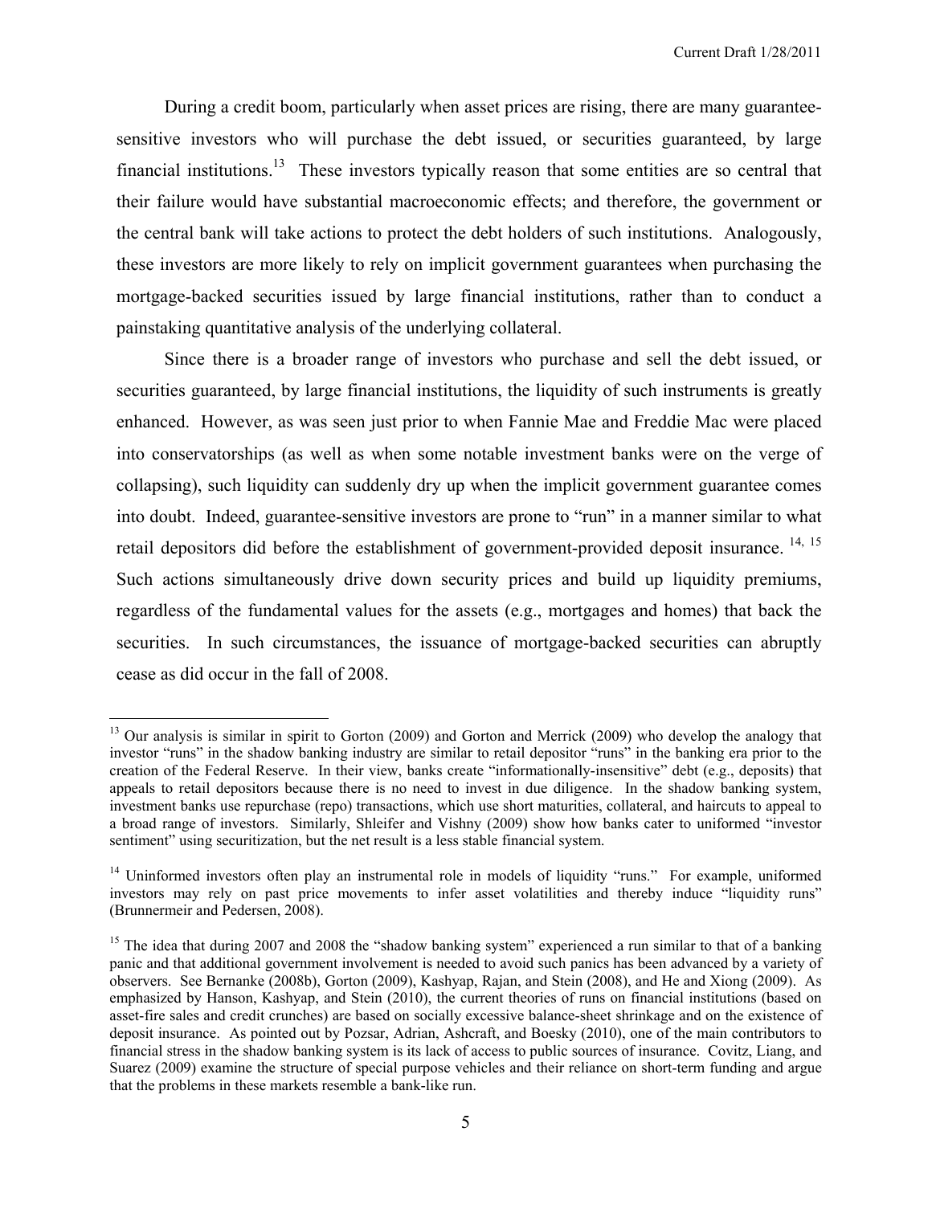During a credit boom, particularly when asset prices are rising, there are many guarantee-sensitive investors who will purchase the debt issued, or securities guaranteed, by large financial institutions.[13] These investors typically reason that some entities are so central that their failure would have substantial macroeconomic effects; and therefore, the government or the central bank will take actions to protect the debt holders of such institutions. Analogously, these investors are more likely to rely on implicit government guarantees when purchasing the mortgage-backed securities issued by large financial institutions, rather than to conduct a painstaking quantitative analysis of the underlying collateral.

Since there is a broader range of investors who purchase and sell the debt issued, or securities guaranteed, by large financial institutions, the liquidity of such instruments is greatly enhanced. However, as was seen just prior to when Fannie Mae and Freddie Mac were placed into conservatorships (as well as when some notable investment banks were on the verge of collapsing), such liquidity can suddenly dry up when the implicit government guarantee comes into doubt. Indeed, guarantee-sensitive investors are prone to "run" in a manner similar to what retail depositors did before the establishment of government-provided deposit insurance.[14, 15] Such actions simultaneously drive down security prices and build up liquidity premiums, regardless of the fundamental values for the assets (e.g., mortgages and homes) that back the securities. In such circumstances, the issuance of mortgage-backed securities can abruptly cease as did occur in the fall of 2008.

---

[13] Our analysis is similar in spirit to Gorton (2009) and Gorton and Merrick (2009) who develop the analogy that investor "runs" in the shadow banking industry are similar to retail depositor "runs" in the banking era prior to the creation of the Federal Reserve. In their view, banks create "informationally-insensitive" debt (e.g., deposits) that appeals to retail depositors because there is no need to invest in due diligence. In the shadow banking system, investment banks use repurchase (repo) transactions, which use short maturities, collateral, and haircuts to appeal to a broad range of investors. Similarly, Shleifer and Vishny (2009) show how banks cater to uniformed "investor sentiment" using securitization, but the net result is a less stable financial system.

[14] Uninformed investors often play an instrumental role in models of liquidity "runs." For example, uniformed investors may rely on past price movements to infer asset volatilities and thereby induce "liquidity runs" (Brunnermeir and Pedersen, 2008).

[15] The idea that during 2007 and 2008 the "shadow banking system" experienced a run similar to that of a banking panic and that additional government involvement is needed to avoid such panics has been advanced by a variety of observers. See Bernanke (2008b), Gorton (2009), Kashyap, Rajan, and Stein (2008), and He and Xiong (2009). As emphasized by Hanson, Kashyap, and Stein (2010), the current theories of runs on financial institutions (based on asset-fire sales and credit crunches) are based on socially excessive balance-sheet shrinkage and on the existence of deposit insurance. As pointed out by Pozsar, Adrian, Ashcraft, and Boesky (2010), one of the main contributors to financial stress in the shadow banking system is its lack of access to public sources of insurance. Covitz, Liang, and Suarez (2009) examine the structure of special purpose vehicles and their reliance on short-term funding and argue that the problems in these markets resemble a bank-like run.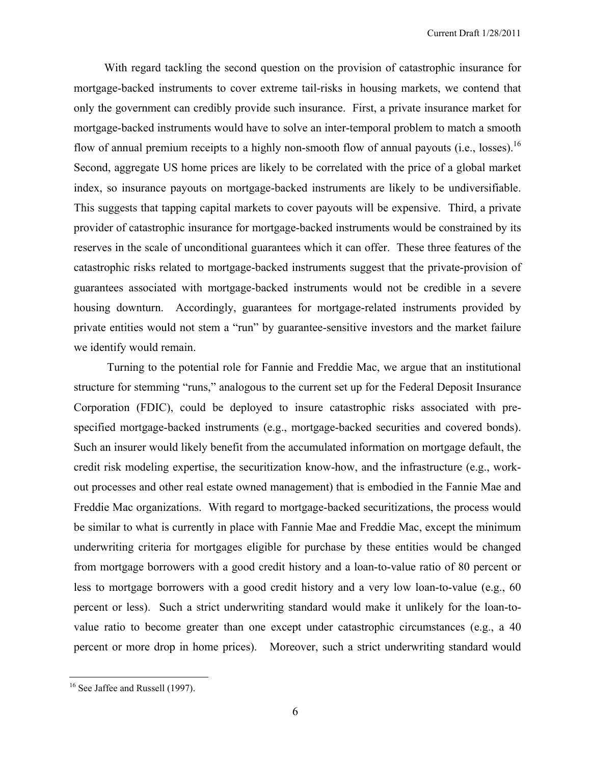With regard tackling the second question on the provision of catastrophic insurance for mortgage-backed instruments to cover extreme tail-risks in housing markets, we contend that only the government can credibly provide such insurance. First, a private insurance market for mortgage-backed instruments would have to solve an inter-temporal problem to match a smooth flow of annual premium receipts to a highly non-smooth flow of annual payouts (i.e., losses).[16] Second, aggregate US home prices are likely to be correlated with the price of a global market index, so insurance payouts on mortgage-backed instruments are likely to be undiversifiable. This suggests that tapping capital markets to cover payouts will be expensive. Third, a private provider of catastrophic insurance for mortgage-backed instruments would be constrained by its reserves in the scale of unconditional guarantees which it can offer. These three features of the catastrophic risks related to mortgage-backed instruments suggest that the private-provision of guarantees associated with mortgage-backed instruments would not be credible in a severe housing downturn. Accordingly, guarantees for mortgage-related instruments provided by private entities would not stem a "run" by guarantee-sensitive investors and the market failure we identify would remain.

Turning to the potential role for Fannie and Freddie Mac, we argue that an institutional structure for stemming "runs," analogous to the current set up for the Federal Deposit Insurance Corporation (FDIC), could be deployed to insure catastrophic risks associated with pre-specified mortgage-backed instruments (e.g., mortgage-backed securities and covered bonds). Such an insurer would likely benefit from the accumulated information on mortgage default, the credit risk modeling expertise, the securitization know-how, and the infrastructure (e.g., work-out processes and other real estate owned management) that is embodied in the Fannie Mae and Freddie Mac organizations. With regard to mortgage-backed securitizations, the process would be similar to what is currently in place with Fannie Mae and Freddie Mac, except the minimum underwriting criteria for mortgages eligible for purchase by these entities would be changed from mortgage borrowers with a good credit history and a loan-to-value ratio of 80 percent or less to mortgage borrowers with a good credit history and a very low loan-to-value (e.g., 60 percent or less). Such a strict underwriting standard would make it unlikely for the loan-to-value ratio to become greater than one except under catastrophic circumstances (e.g., a 40 percent or more drop in home prices). Moreover, such a strict underwriting standard would

[16] See Jaffee and Russell (1997).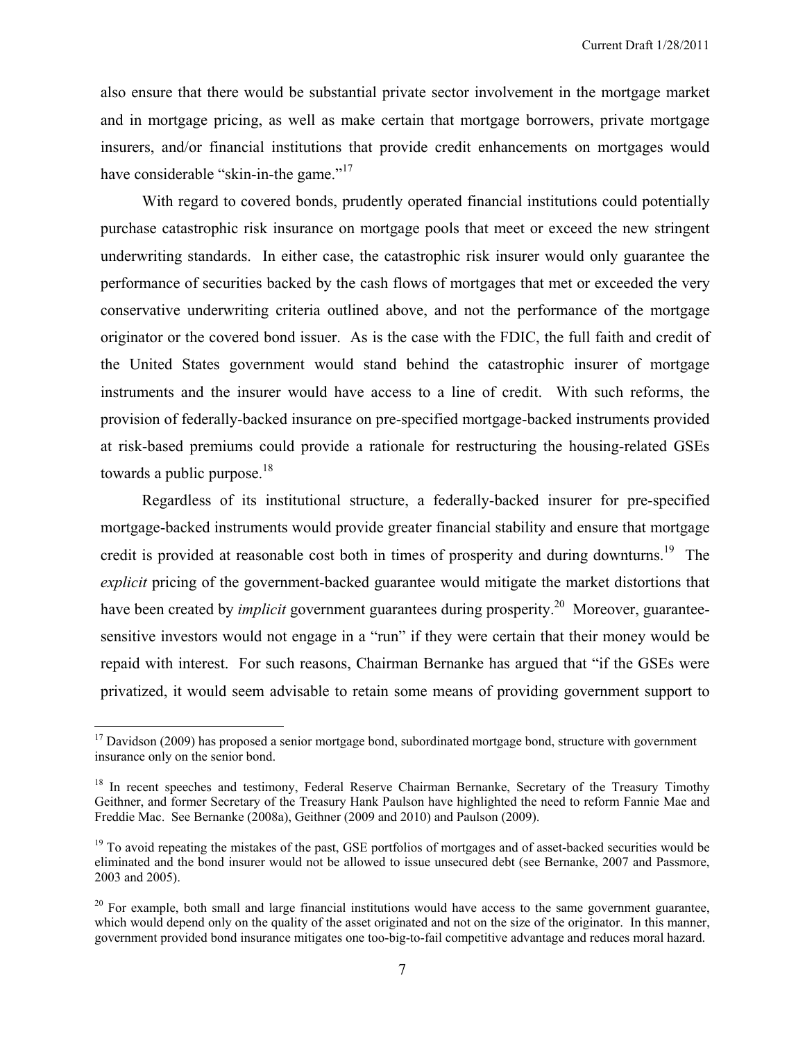also ensure that there would be substantial private sector involvement in the mortgage market and in mortgage pricing, as well as make certain that mortgage borrowers, private mortgage insurers, and/or financial institutions that provide credit enhancements on mortgages would have considerable "skin-in-the game."[17]

With regard to covered bonds, prudently operated financial institutions could potentially purchase catastrophic risk insurance on mortgage pools that meet or exceed the new stringent underwriting standards. In either case, the catastrophic risk insurer would only guarantee the performance of securities backed by the cash flows of mortgages that met or exceeded the very conservative underwriting criteria outlined above, and not the performance of the mortgage originator or the covered bond issuer. As is the case with the FDIC, the full faith and credit of the United States government would stand behind the catastrophic insurer of mortgage instruments and the insurer would have access to a line of credit. With such reforms, the provision of federally-backed insurance on pre-specified mortgage-backed instruments provided at risk-based premiums could provide a rationale for restructuring the housing-related GSEs towards a public purpose.[18]

Regardless of its institutional structure, a federally-backed insurer for pre-specified mortgage-backed instruments would provide greater financial stability and ensure that mortgage credit is provided at reasonable cost both in times of prosperity and during downturns.[19] The *explicit* pricing of the government-backed guarantee would mitigate the market distortions that have been created by *implicit* government guarantees during prosperity.[20] Moreover, guarantee-sensitive investors would not engage in a "run" if they were certain that their money would be repaid with interest. For such reasons, Chairman Bernanke has argued that "if the GSEs were privatized, it would seem advisable to retain some means of providing government support to

---

[17] Davidson (2009) has proposed a senior mortgage bond, subordinated mortgage bond, structure with government insurance only on the senior bond.

[18] In recent speeches and testimony, Federal Reserve Chairman Bernanke, Secretary of the Treasury Timothy Geithner, and former Secretary of the Treasury Hank Paulson have highlighted the need to reform Fannie Mae and Freddie Mac. See Bernanke (2008a), Geithner (2009 and 2010) and Paulson (2009).

[19] To avoid repeating the mistakes of the past, GSE portfolios of mortgages and of asset-backed securities would be eliminated and the bond insurer would not be allowed to issue unsecured debt (see Bernanke, 2007 and Passmore, 2003 and 2005).

[20] For example, both small and large financial institutions would have access to the same government guarantee, which would depend only on the quality of the asset originated and not on the size of the originator. In this manner, government provided bond insurance mitigates one too-big-to-fail competitive advantage and reduces moral hazard.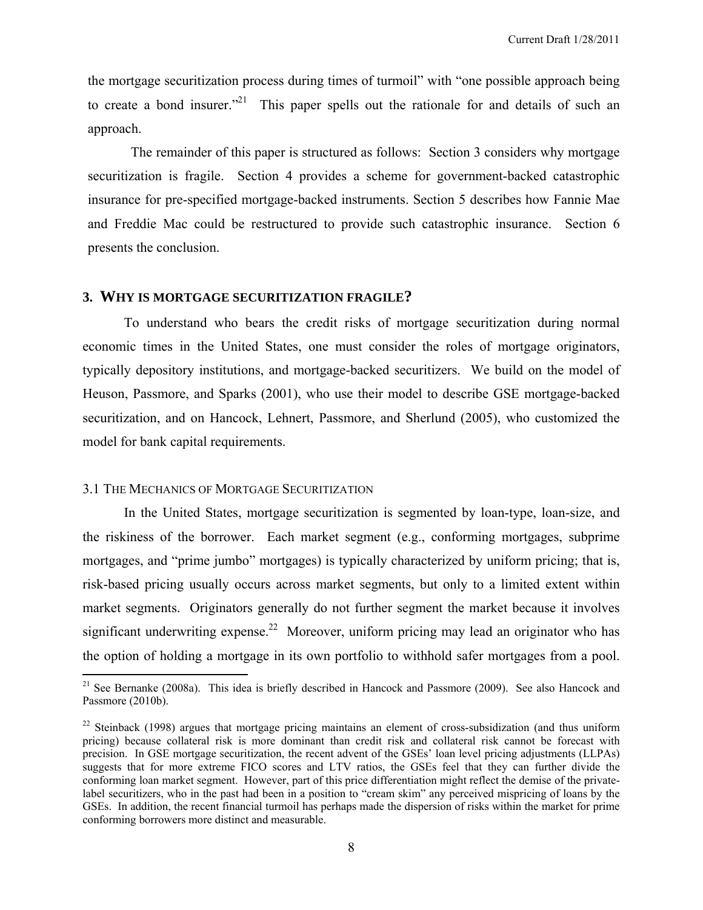the mortgage securitization process during times of turmoil" with "one possible approach being to create a bond insurer."[21] This paper spells out the rationale for and details of such an approach.

The remainder of this paper is structured as follows: Section 3 considers why mortgage securitization is fragile. Section 4 provides a scheme for government-backed catastrophic insurance for pre-specified mortgage-backed instruments. Section 5 describes how Fannie Mae and Freddie Mac could be restructured to provide such catastrophic insurance. Section 6 presents the conclusion.

## 3. WHY IS MORTGAGE SECURITIZATION FRAGILE?

To understand who bears the credit risks of mortgage securitization during normal economic times in the United States, one must consider the roles of mortgage originators, typically depository institutions, and mortgage-backed securitizers. We build on the model of Heuson, Passmore, and Sparks (2001), who use their model to describe GSE mortgage-backed securitization, and on Hancock, Lehnert, Passmore, and Sherlund (2005), who customized the model for bank capital requirements.

### 3.1 THE MECHANICS OF MORTGAGE SECURITIZATION

In the United States, mortgage securitization is segmented by loan-type, loan-size, and the riskiness of the borrower. Each market segment (e.g., conforming mortgages, subprime mortgages, and "prime jumbo" mortgages) is typically characterized by uniform pricing; that is, risk-based pricing usually occurs across market segments, but only to a limited extent within market segments. Originators generally do not further segment the market because it involves significant underwriting expense.[22] Moreover, uniform pricing may lead an originator who has the option of holding a mortgage in its own portfolio to withhold safer mortgages from a pool.

---

[21] See Bernanke (2008a). This idea is briefly described in Hancock and Passmore (2009). See also Hancock and Passmore (2010b).

[22] Steinback (1998) argues that mortgage pricing maintains an element of cross-subsidization (and thus uniform pricing) because collateral risk is more dominant than credit risk and collateral risk cannot be forecast with precision. In GSE mortgage securitization, the recent advent of the GSEs' loan level pricing adjustments (LLPAs) suggests that for more extreme FICO scores and LTV ratios, the GSEs feel that they can further divide the conforming loan market segment. However, part of this price differentiation might reflect the demise of the private-label securitizers, who in the past had been in a position to "cream skim" any perceived mispricing of loans by the GSEs. In addition, the recent financial turmoil has perhaps made the dispersion of risks within the market for prime conforming borrowers more distinct and measurable.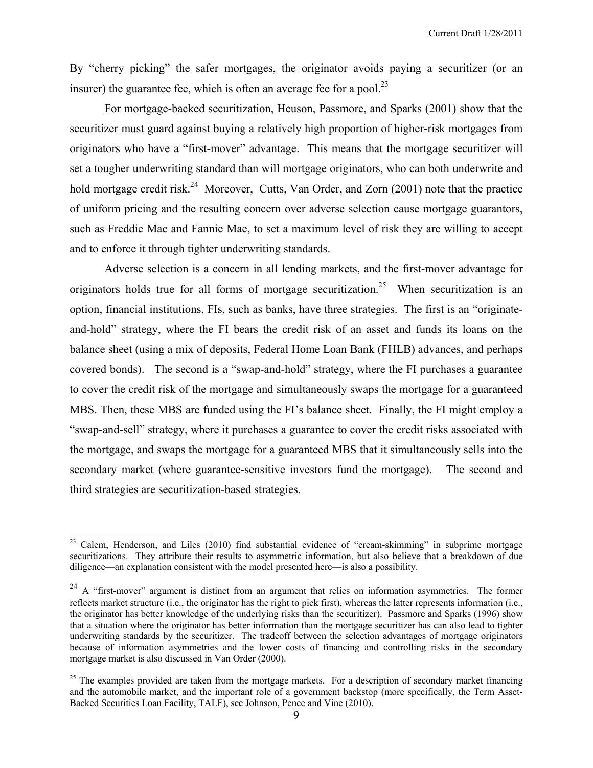By "cherry picking" the safer mortgages, the originator avoids paying a securitizer (or an insurer) the guarantee fee, which is often an average fee for a pool.[23]

For mortgage-backed securitization, Heuson, Passmore, and Sparks (2001) show that the securitizer must guard against buying a relatively high proportion of higher-risk mortgages from originators who have a "first-mover" advantage. This means that the mortgage securitizer will set a tougher underwriting standard than will mortgage originators, who can both underwrite and hold mortgage credit risk.[24] Moreover, Cutts, Van Order, and Zorn (2001) note that the practice of uniform pricing and the resulting concern over adverse selection cause mortgage guarantors, such as Freddie Mac and Fannie Mae, to set a maximum level of risk they are willing to accept and to enforce it through tighter underwriting standards.

Adverse selection is a concern in all lending markets, and the first-mover advantage for originators holds true for all forms of mortgage securitization.[25] When securitization is an option, financial institutions, FIs, such as banks, have three strategies. The first is an "originate-and-hold" strategy, where the FI bears the credit risk of an asset and funds its loans on the balance sheet (using a mix of deposits, Federal Home Loan Bank (FHLB) advances, and perhaps covered bonds). The second is a "swap-and-hold" strategy, where the FI purchases a guarantee to cover the credit risk of the mortgage and simultaneously swaps the mortgage for a guaranteed MBS. Then, these MBS are funded using the FI's balance sheet. Finally, the FI might employ a "swap-and-sell" strategy, where it purchases a guarantee to cover the credit risks associated with the mortgage, and swaps the mortgage for a guaranteed MBS that it simultaneously sells into the secondary market (where guarantee-sensitive investors fund the mortgage). The second and third strategies are securitization-based strategies.

---

[23] Calem, Henderson, and Liles (2010) find substantial evidence of "cream-skimming" in subprime mortgage securitizations. They attribute their results to asymmetric information, but also believe that a breakdown of due diligence—an explanation consistent with the model presented here—is also a possibility.

[24] A "first-mover" argument is distinct from an argument that relies on information asymmetries. The former reflects market structure (i.e., the originator has the right to pick first), whereas the latter represents information (i.e., the originator has better knowledge of the underlying risks than the securitizer). Passmore and Sparks (1996) show that a situation where the originator has better information than the mortgage securitizer has can also lead to tighter underwriting standards by the securitizer. The tradeoff between the selection advantages of mortgage originators because of information asymmetries and the lower costs of financing and controlling risks in the secondary mortgage market is also discussed in Van Order (2000).

[25] The examples provided are taken from the mortgage markets. For a description of secondary market financing and the automobile market, and the important role of a government backstop (more specifically, the Term Asset-Backed Securities Loan Facility, TALF), see Johnson, Pence and Vine (2010).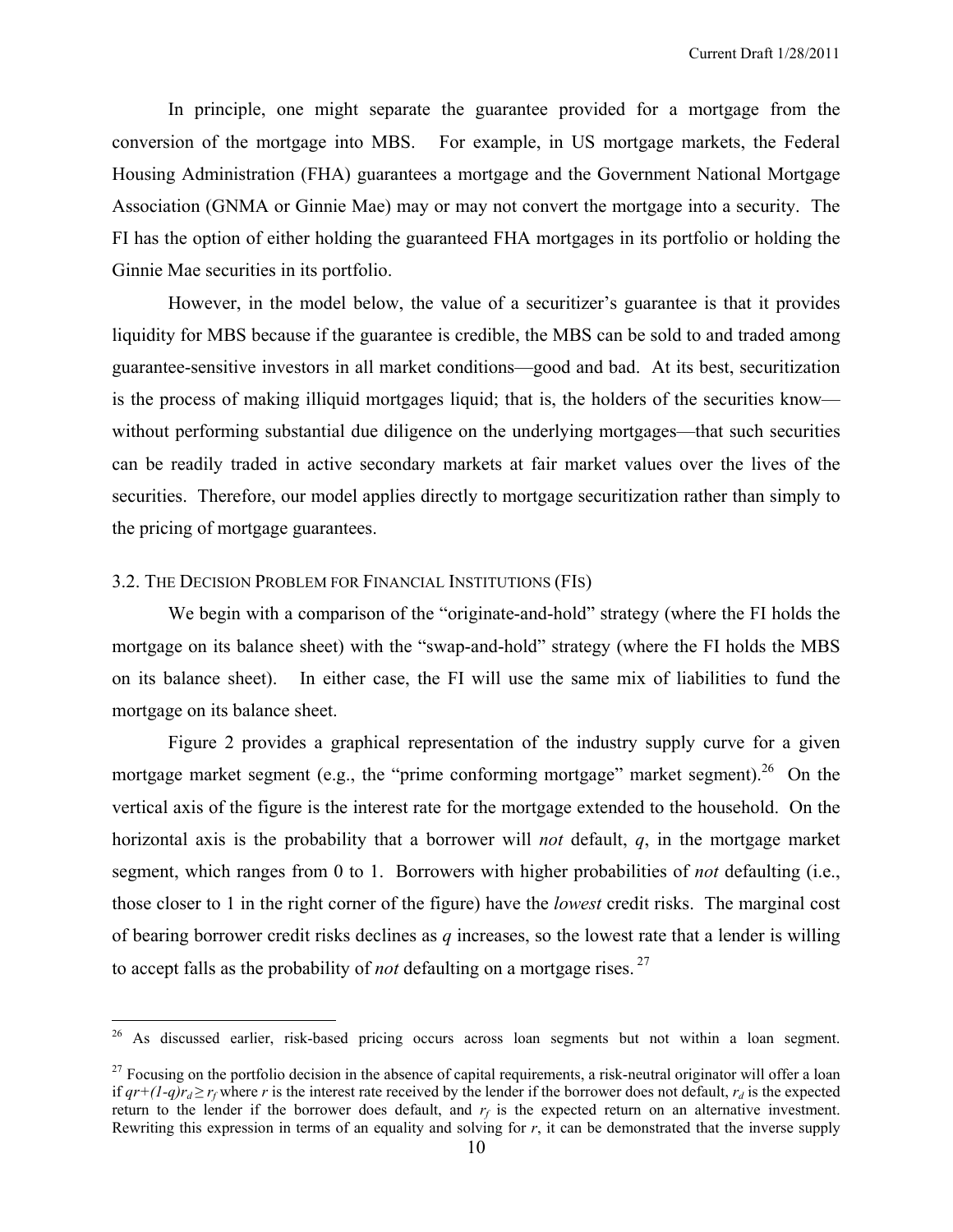In principle, one might separate the guarantee provided for a mortgage from the conversion of the mortgage into MBS. For example, in US mortgage markets, the Federal Housing Administration (FHA) guarantees a mortgage and the Government National Mortgage Association (GNMA or Ginnie Mae) may or may not convert the mortgage into a security. The FI has the option of either holding the guaranteed FHA mortgages in its portfolio or holding the Ginnie Mae securities in its portfolio.

However, in the model below, the value of a securitizer's guarantee is that it provides liquidity for MBS because if the guarantee is credible, the MBS can be sold to and traded among guarantee-sensitive investors in all market conditions—good and bad. At its best, securitization is the process of making illiquid mortgages liquid; that is, the holders of the securities know—without performing substantial due diligence on the underlying mortgages—that such securities can be readily traded in active secondary markets at fair market values over the lives of the securities. Therefore, our model applies directly to mortgage securitization rather than simply to the pricing of mortgage guarantees.

### 3.2. The Decision Problem for Financial Institutions (FIs)

We begin with a comparison of the "originate-and-hold" strategy (where the FI holds the mortgage on its balance sheet) with the "swap-and-hold" strategy (where the FI holds the MBS on its balance sheet). In either case, the FI will use the same mix of liabilities to fund the mortgage on its balance sheet.

Figure 2 provides a graphical representation of the industry supply curve for a given mortgage market segment (e.g., the "prime conforming mortgage" market segment).[26] On the vertical axis of the figure is the interest rate for the mortgage extended to the household. On the horizontal axis is the probability that a borrower will *not* default, $q$, in the mortgage market segment, which ranges from 0 to 1. Borrowers with higher probabilities of *not* defaulting (i.e., those closer to 1 in the right corner of the figure) have the *lowest* credit risks. The marginal cost of bearing borrower credit risks declines as $q$ increases, so the lowest rate that a lender is willing to accept falls as the probability of *not* defaulting on a mortgage rises.[27]

---

[26] As discussed earlier, risk-based pricing occurs across loan segments but not within a loan segment.

[27] Focusing on the portfolio decision in the absence of capital requirements, a risk-neutral originator will offer a loan if $qr+(1-q)r_d \geq r_f$ where $r$ is the interest rate received by the lender if the borrower does not default, $r_d$ is the expected return to the lender if the borrower does default, and $r_f$ is the expected return on an alternative investment. Rewriting this expression in terms of an equality and solving for $r$, it can be demonstrated that the inverse supply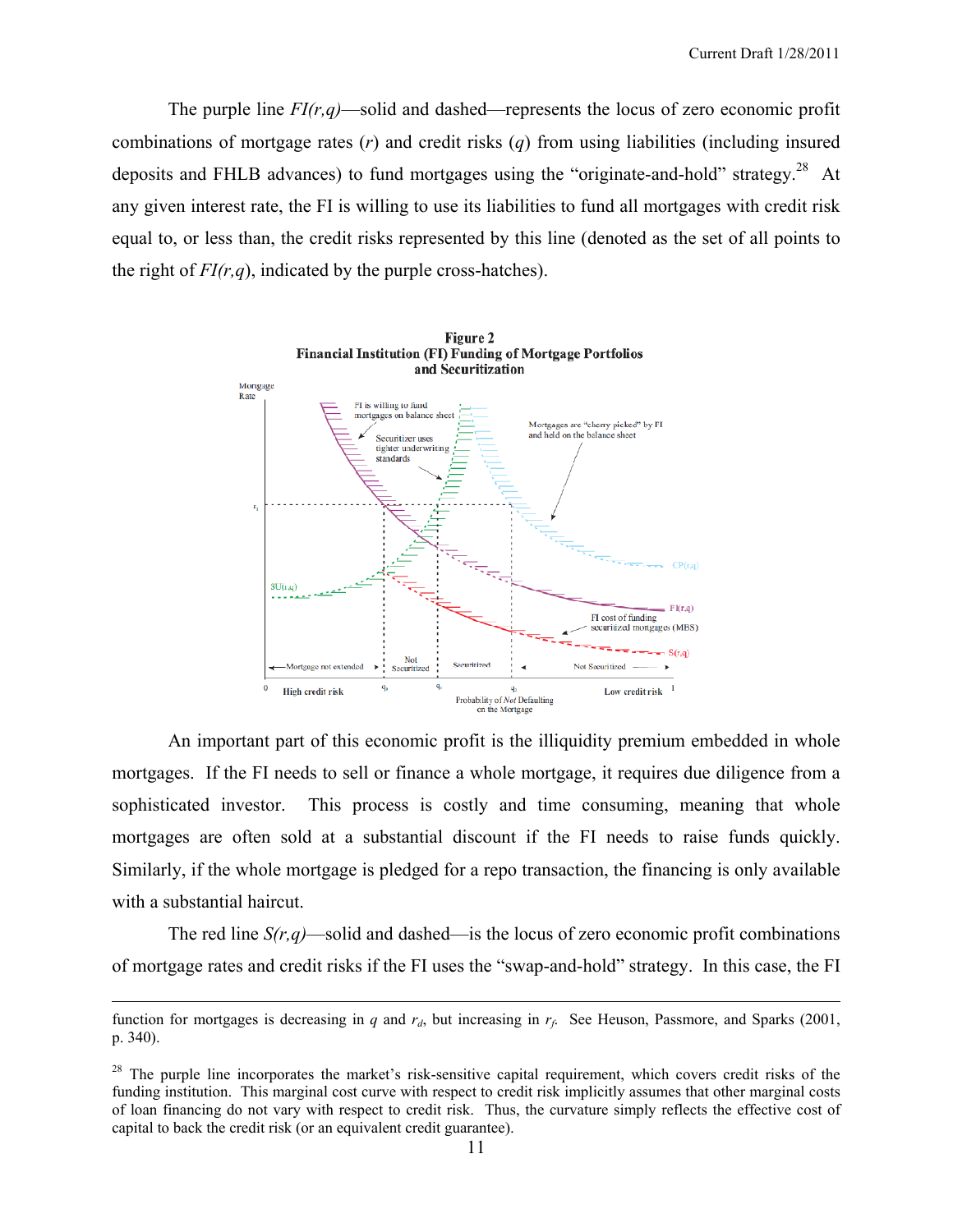The purple line *FI(r,q)*—solid and dashed—represents the locus of zero economic profit combinations of mortgage rates ($r$) and credit risks ($q$) from using liabilities (including insured deposits and FHLB advances) to fund mortgages using the "originate-and-hold" strategy.[28] At any given interest rate, the FI is willing to use its liabilities to fund all mortgages with credit risk equal to, or less than, the credit risks represented by this line (denoted as the set of all points to the right of *FI(r,q)*, indicated by the purple cross-hatches).

**Figure 2**
**Financial Institution (FI) Funding of Mortgage Portfolios and Securitization**

An important part of this economic profit is the illiquidity premium embedded in whole mortgages. If the FI needs to sell or finance a whole mortgage, it requires due diligence from a sophisticated investor. This process is costly and time consuming, meaning that whole mortgages are often sold at a substantial discount if the FI needs to raise funds quickly. Similarly, if the whole mortgage is pledged for a repo transaction, the financing is only available with a substantial haircut.

The red line *S(r,q)*—solid and dashed—is the locus of zero economic profit combinations of mortgage rates and credit risks if the FI uses the "swap-and-hold" strategy. In this case, the FI

---

function for mortgages is decreasing in $q$ and $r_d$, but increasing in $r_f$. See Heuson, Passmore, and Sparks (2001, p. 340).

[28] The purple line incorporates the market's risk-sensitive capital requirement, which covers credit risks of the funding institution. This marginal cost curve with respect to credit risk implicitly assumes that other marginal costs of loan financing do not vary with respect to credit risk. Thus, the curvature simply reflects the effective cost of capital to back the credit risk (or an equivalent credit guarantee).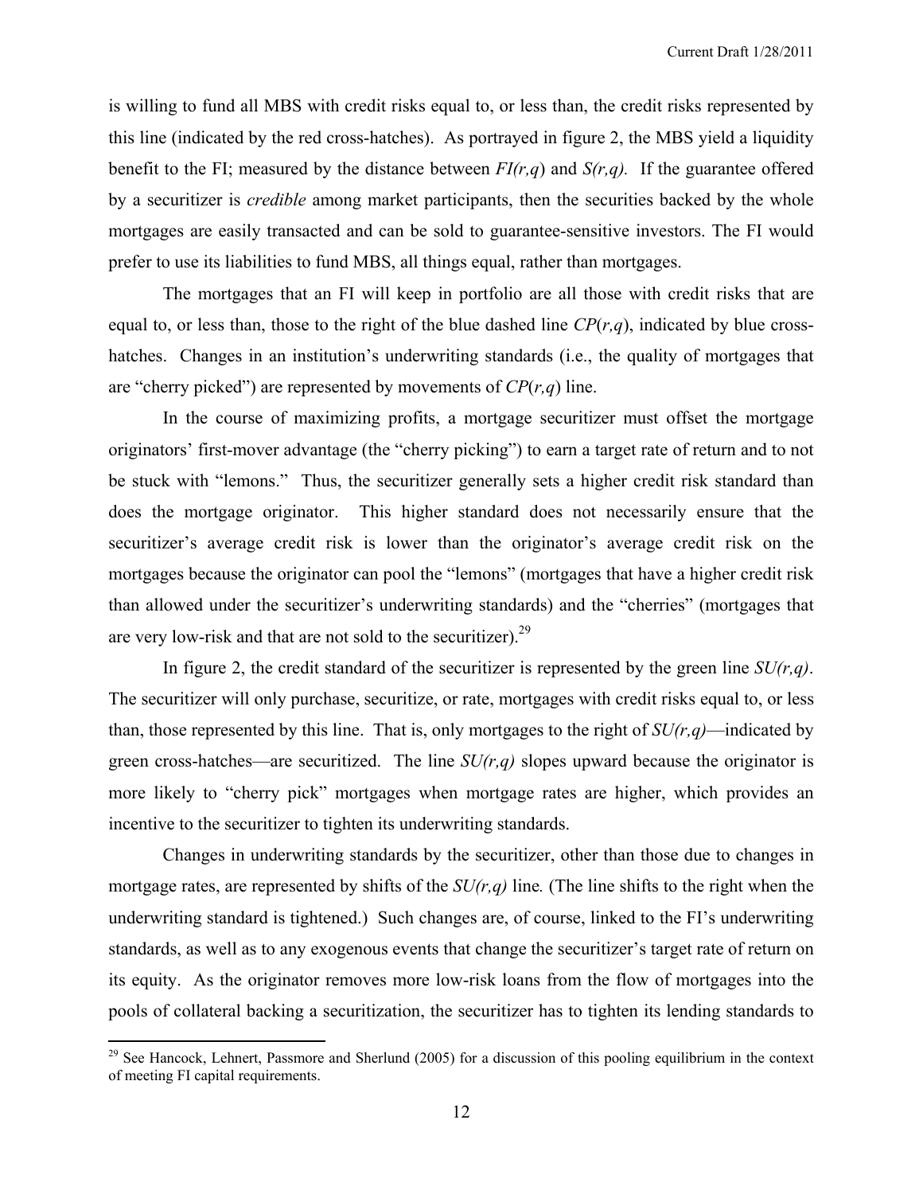is willing to fund all MBS with credit risks equal to, or less than, the credit risks represented by this line (indicated by the red cross-hatches). As portrayed in figure 2, the MBS yield a liquidity benefit to the FI; measured by the distance between $FI(r,q)$ and $S(r,q)$. If the guarantee offered by a securitizer is *credible* among market participants, then the securities backed by the whole mortgages are easily transacted and can be sold to guarantee-sensitive investors. The FI would prefer to use its liabilities to fund MBS, all things equal, rather than mortgages.

The mortgages that an FI will keep in portfolio are all those with credit risks that are equal to, or less than, those to the right of the blue dashed line $CP(r,q)$, indicated by blue cross-hatches. Changes in an institution's underwriting standards (i.e., the quality of mortgages that are "cherry picked") are represented by movements of $CP(r,q)$ line.

In the course of maximizing profits, a mortgage securitizer must offset the mortgage originators' first-mover advantage (the "cherry picking") to earn a target rate of return and to not be stuck with "lemons." Thus, the securitizer generally sets a higher credit risk standard than does the mortgage originator. This higher standard does not necessarily ensure that the securitizer's average credit risk is lower than the originator's average credit risk on the mortgages because the originator can pool the "lemons" (mortgages that have a higher credit risk than allowed under the securitizer's underwriting standards) and the "cherries" (mortgages that are very low-risk and that are not sold to the securitizer).[29]

In figure 2, the credit standard of the securitizer is represented by the green line $SU(r,q)$. The securitizer will only purchase, securitize, or rate, mortgages with credit risks equal to, or less than, those represented by this line. That is, only mortgages to the right of $SU(r,q)$—indicated by green cross-hatches—are securitized. The line $SU(r,q)$ slopes upward because the originator is more likely to "cherry pick" mortgages when mortgage rates are higher, which provides an incentive to the securitizer to tighten its underwriting standards.

Changes in underwriting standards by the securitizer, other than those due to changes in mortgage rates, are represented by shifts of the $SU(r,q)$ line. (The line shifts to the right when the underwriting standard is tightened.) Such changes are, of course, linked to the FI's underwriting standards, as well as to any exogenous events that change the securitizer's target rate of return on its equity. As the originator removes more low-risk loans from the flow of mortgages into the pools of collateral backing a securitization, the securitizer has to tighten its lending standards to

[29] See Hancock, Lehnert, Passmore and Sherlund (2005) for a discussion of this pooling equilibrium in the context of meeting FI capital requirements.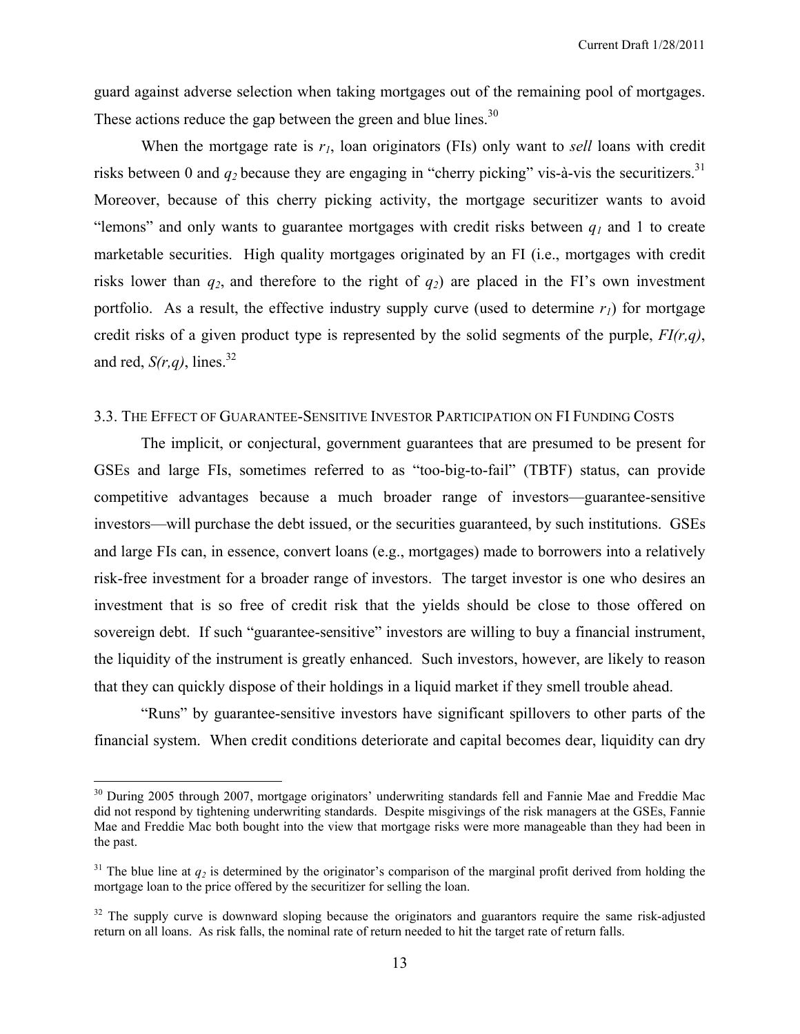guard against adverse selection when taking mortgages out of the remaining pool of mortgages. These actions reduce the gap between the green and blue lines.[30]

When the mortgage rate is $r_1$, loan originators (FIs) only want to *sell* loans with credit risks between 0 and $q_2$ because they are engaging in "cherry picking" vis-à-vis the securitizers.[31] Moreover, because of this cherry picking activity, the mortgage securitizer wants to avoid "lemons" and only wants to guarantee mortgages with credit risks between $q_1$ and 1 to create marketable securities. High quality mortgages originated by an FI (i.e., mortgages with credit risks lower than $q_2$, and therefore to the right of $q_2$) are placed in the FI's own investment portfolio. As a result, the effective industry supply curve (used to determine $r_1$) for mortgage credit risks of a given product type is represented by the solid segments of the purple, $FI(r,q)$, and red, $S(r,q)$, lines.[32]

### 3.3. The Effect of Guarantee-Sensitive Investor Participation on FI Funding Costs

The implicit, or conjectural, government guarantees that are presumed to be present for GSEs and large FIs, sometimes referred to as "too-big-to-fail" (TBTF) status, can provide competitive advantages because a much broader range of investors—guarantee-sensitive investors—will purchase the debt issued, or the securities guaranteed, by such institutions. GSEs and large FIs can, in essence, convert loans (e.g., mortgages) made to borrowers into a relatively risk-free investment for a broader range of investors. The target investor is one who desires an investment that is so free of credit risk that the yields should be close to those offered on sovereign debt. If such "guarantee-sensitive" investors are willing to buy a financial instrument, the liquidity of the instrument is greatly enhanced. Such investors, however, are likely to reason that they can quickly dispose of their holdings in a liquid market if they smell trouble ahead.

"Runs" by guarantee-sensitive investors have significant spillovers to other parts of the financial system. When credit conditions deteriorate and capital becomes dear, liquidity can dry

---

[30] During 2005 through 2007, mortgage originators' underwriting standards fell and Fannie Mae and Freddie Mac did not respond by tightening underwriting standards. Despite misgivings of the risk managers at the GSEs, Fannie Mae and Freddie Mac both bought into the view that mortgage risks were more manageable than they had been in the past.

[31] The blue line at $q_2$ is determined by the originator's comparison of the marginal profit derived from holding the mortgage loan to the price offered by the securitizer for selling the loan.

[32] The supply curve is downward sloping because the originators and guarantors require the same risk-adjusted return on all loans. As risk falls, the nominal rate of return needed to hit the target rate of return falls.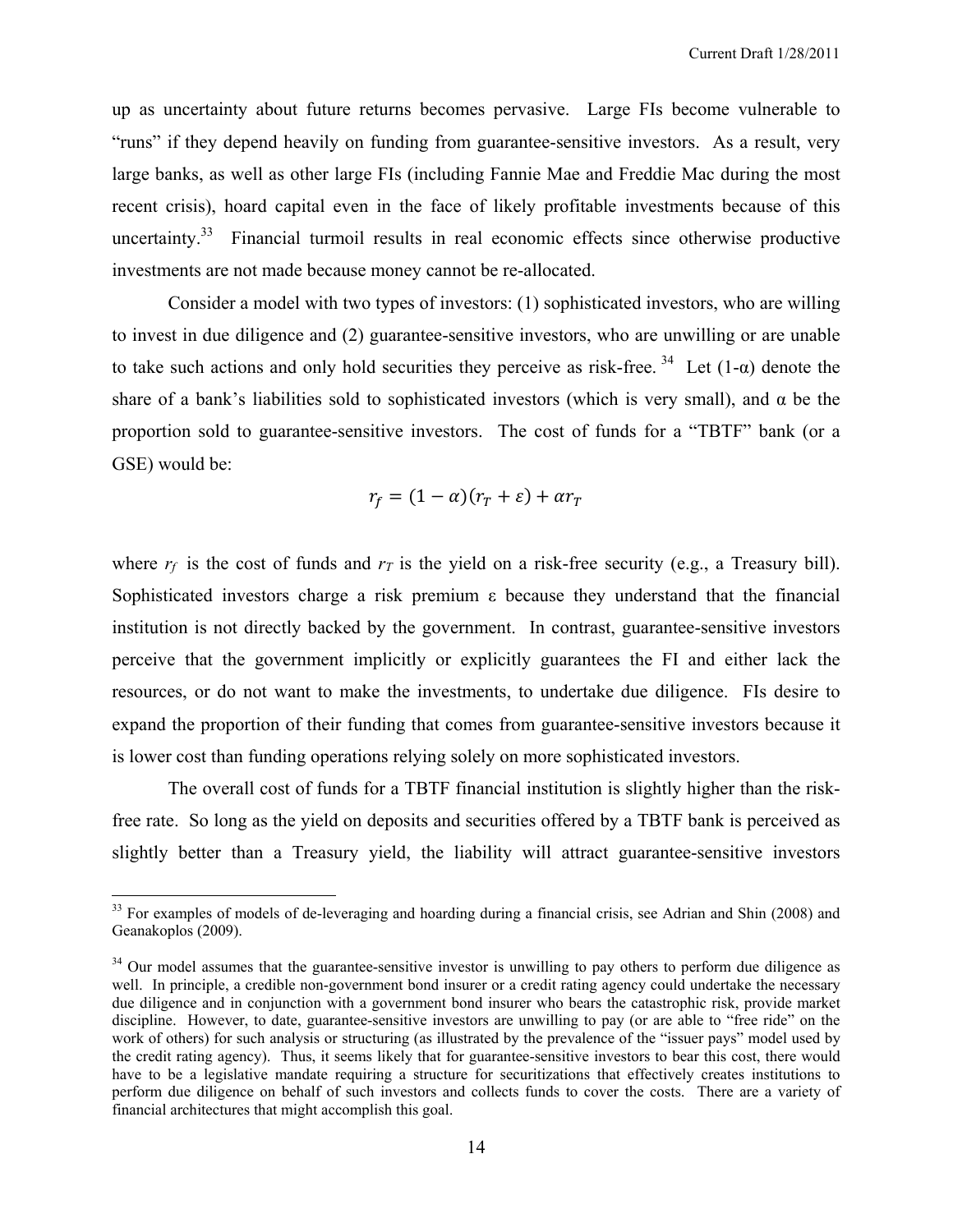up as uncertainty about future returns becomes pervasive. Large FIs become vulnerable to "runs" if they depend heavily on funding from guarantee-sensitive investors. As a result, very large banks, as well as other large FIs (including Fannie Mae and Freddie Mac during the most recent crisis), hoard capital even in the face of likely profitable investments because of this uncertainty.[33] Financial turmoil results in real economic effects since otherwise productive investments are not made because money cannot be re-allocated.

Consider a model with two types of investors: (1) sophisticated investors, who are willing to invest in due diligence and (2) guarantee-sensitive investors, who are unwilling or are unable to take such actions and only hold securities they perceive as risk-free.[34] Let $(1-\alpha)$ denote the share of a bank's liabilities sold to sophisticated investors (which is very small), and $\alpha$ be the proportion sold to guarantee-sensitive investors. The cost of funds for a "TBTF" bank (or a GSE) would be:

$$r_f = (1-\alpha)(r_T + \varepsilon) + \alpha r_T$$

where $r_f$ is the cost of funds and $r_T$ is the yield on a risk-free security (e.g., a Treasury bill). Sophisticated investors charge a risk premium $\varepsilon$ because they understand that the financial institution is not directly backed by the government. In contrast, guarantee-sensitive investors perceive that the government implicitly or explicitly guarantees the FI and either lack the resources, or do not want to make the investments, to undertake due diligence. FIs desire to expand the proportion of their funding that comes from guarantee-sensitive investors because it is lower cost than funding operations relying solely on more sophisticated investors.

The overall cost of funds for a TBTF financial institution is slightly higher than the risk-free rate. So long as the yield on deposits and securities offered by a TBTF bank is perceived as slightly better than a Treasury yield, the liability will attract guarantee-sensitive investors

[33] For examples of models of de-leveraging and hoarding during a financial crisis, see Adrian and Shin (2008) and Geanakoplos (2009).

[34] Our model assumes that the guarantee-sensitive investor is unwilling to pay others to perform due diligence as well. In principle, a credible non-government bond insurer or a credit rating agency could undertake the necessary due diligence and in conjunction with a government bond insurer who bears the catastrophic risk, provide market discipline. However, to date, guarantee-sensitive investors are unwilling to pay (or are able to "free ride" on the work of others) for such analysis or structuring (as illustrated by the prevalence of the "issuer pays" model used by the credit rating agency). Thus, it seems likely that for guarantee-sensitive investors to bear this cost, there would have to be a legislative mandate requiring a structure for securitizations that effectively creates institutions to perform due diligence on behalf of such investors and collects funds to cover the costs. There are a variety of financial architectures that might accomplish this goal.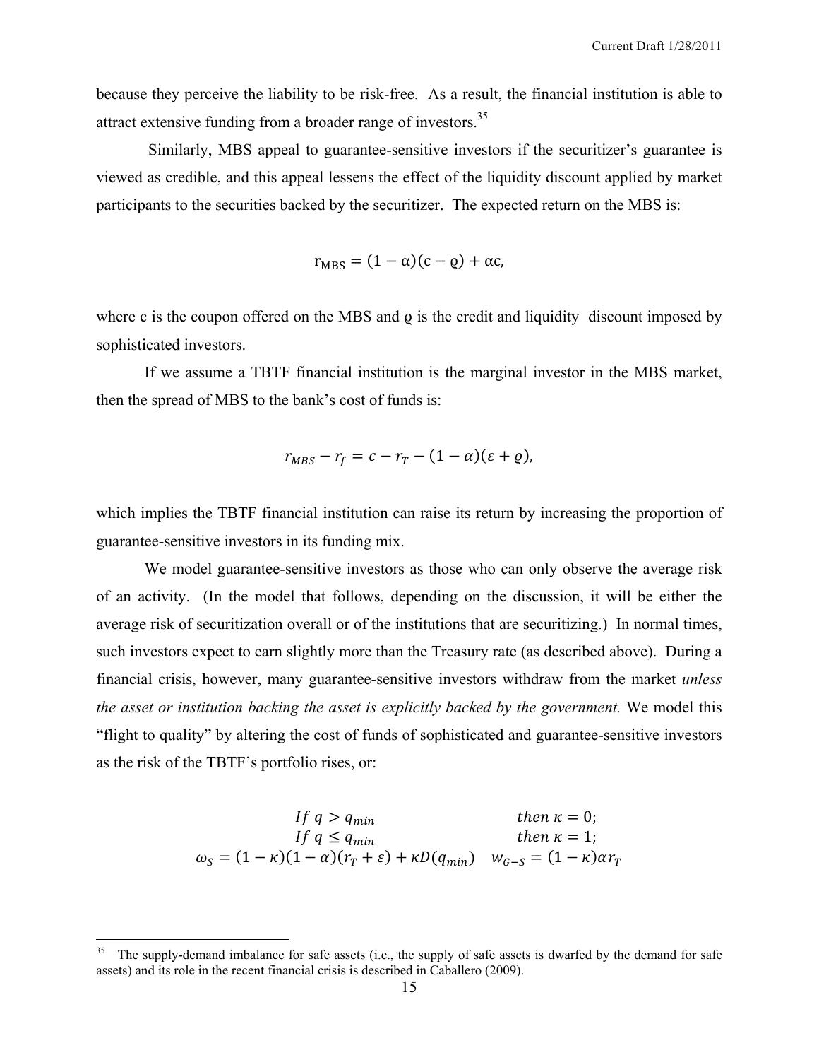because they perceive the liability to be risk-free. As a result, the financial institution is able to attract extensive funding from a broader range of investors.[35]

Similarly, MBS appeal to guarantee-sensitive investors if the securitizer's guarantee is viewed as credible, and this appeal lessens the effect of the liquidity discount applied by market participants to the securities backed by the securitizer. The expected return on the MBS is:

$$r_{MBS} = (1 - \alpha)(c - \varrho) + \alpha c,$$

where c is the coupon offered on the MBS and $\varrho$ is the credit and liquidity discount imposed by sophisticated investors.

If we assume a TBTF financial institution is the marginal investor in the MBS market, then the spread of MBS to the bank's cost of funds is:

$$r_{MBS} - r_f = c - r_T - (1 - \alpha)(\varepsilon + \varrho),$$

which implies the TBTF financial institution can raise its return by increasing the proportion of guarantee-sensitive investors in its funding mix.

We model guarantee-sensitive investors as those who can only observe the average risk of an activity. (In the model that follows, depending on the discussion, it will be either the average risk of securitization overall or of the institutions that are securitizing.) In normal times, such investors expect to earn slightly more than the Treasury rate (as described above). During a financial crisis, however, many guarantee-sensitive investors withdraw from the market *unless the asset or institution backing the asset is explicitly backed by the government.* We model this "flight to quality" by altering the cost of funds of sophisticated and guarantee-sensitive investors as the risk of the TBTF's portfolio rises, or:

$$\begin{array}{ll} If\ q > q_{min} & then\ \kappa = 0; \\ If\ q \leq q_{min} & then\ \kappa = 1; \\ \omega_S = (1-\kappa)(1-\alpha)(r_T + \varepsilon) + \kappa D(q_{min}) & w_{G-S} = (1-\kappa)\alpha r_T \end{array}$$

---

[35] The supply-demand imbalance for safe assets (i.e., the supply of safe assets is dwarfed by the demand for safe assets) and its role in the recent financial crisis is described in Caballero (2009).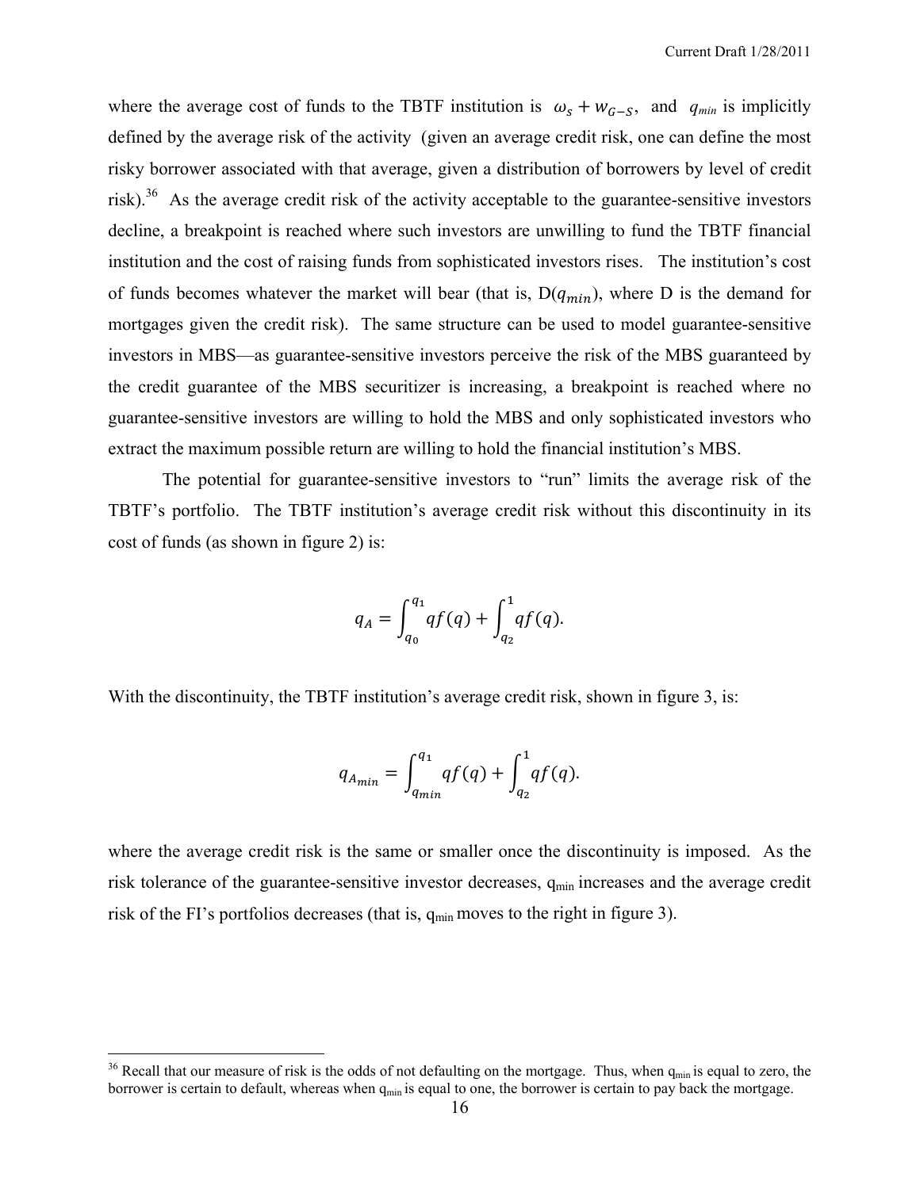where the average cost of funds to the TBTF institution is $\omega_s + w_{G-S}$, and $q_{min}$ is implicitly defined by the average risk of the activity (given an average credit risk, one can define the most risky borrower associated with that average, given a distribution of borrowers by level of credit risk).[36] As the average credit risk of the activity acceptable to the guarantee-sensitive investors decline, a breakpoint is reached where such investors are unwilling to fund the TBTF financial institution and the cost of raising funds from sophisticated investors rises. The institution's cost of funds becomes whatever the market will bear (that is, $D(q_{min})$, where D is the demand for mortgages given the credit risk). The same structure can be used to model guarantee-sensitive investors in MBS—as guarantee-sensitive investors perceive the risk of the MBS guaranteed by the credit guarantee of the MBS securitizer is increasing, a breakpoint is reached where no guarantee-sensitive investors are willing to hold the MBS and only sophisticated investors who extract the maximum possible return are willing to hold the financial institution's MBS.

The potential for guarantee-sensitive investors to "run" limits the average risk of the TBTF's portfolio. The TBTF institution's average credit risk without this discontinuity in its cost of funds (as shown in figure 2) is:

$$q_A = \int_{q_0}^{q_1} q f(q) + \int_{q_2}^{1} q f(q).$$

With the discontinuity, the TBTF institution's average credit risk, shown in figure 3, is:

$$q_{A_{min}} = \int_{q_{min}}^{q_1} q f(q) + \int_{q_2}^{1} q f(q).$$

where the average credit risk is the same or smaller once the discontinuity is imposed. As the risk tolerance of the guarantee-sensitive investor decreases, $q_{min}$ increases and the average credit risk of the FI's portfolios decreases (that is, $q_{min}$ moves to the right in figure 3).

[36] Recall that our measure of risk is the odds of not defaulting on the mortgage. Thus, when $q_{min}$ is equal to zero, the borrower is certain to default, whereas when $q_{min}$ is equal to one, the borrower is certain to pay back the mortgage.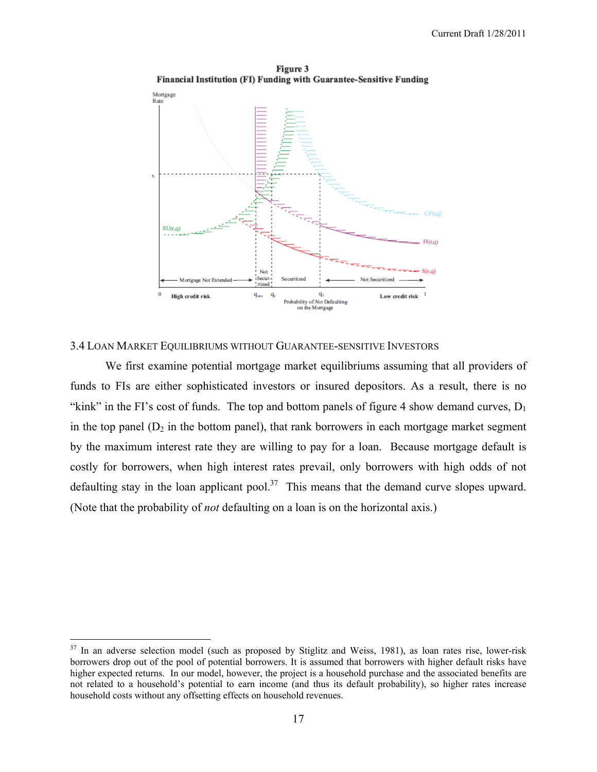**Figure 3**
**Financial Institution (FI) Funding with Guarantee-Sensitive Funding**

### 3.4 Loan Market Equilibriums without Guarantee-sensitive Investors

We first examine potential mortgage market equilibriums assuming that all providers of funds to FIs are either sophisticated investors or insured depositors. As a result, there is no "kink" in the FI's cost of funds. The top and bottom panels of figure 4 show demand curves, $D_1$ in the top panel ($D_2$ in the bottom panel), that rank borrowers in each mortgage market segment by the maximum interest rate they are willing to pay for a loan. Because mortgage default is costly for borrowers, when high interest rates prevail, only borrowers with high odds of not defaulting stay in the loan applicant pool.[37] This means that the demand curve slopes upward. (Note that the probability of *not* defaulting on a loan is on the horizontal axis.)

---

[37] In an adverse selection model (such as proposed by Stiglitz and Weiss, 1981), as loan rates rise, lower-risk borrowers drop out of the pool of potential borrowers. It is assumed that borrowers with higher default risks have higher expected returns. In our model, however, the project is a household purchase and the associated benefits are not related to a household's potential to earn income (and thus its default probability), so higher rates increase household costs without any offsetting effects on household revenues.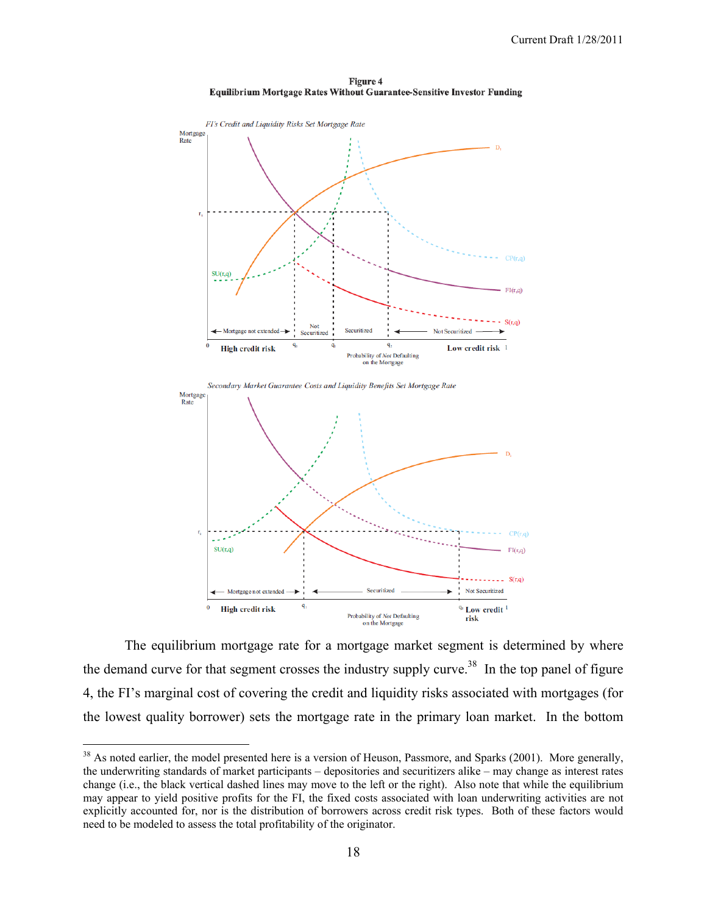**Figure 4**
**Equilibrium Mortgage Rates Without Guarantee-Sensitive Investor Funding**

The equilibrium mortgage rate for a mortgage market segment is determined by where the demand curve for that segment crosses the industry supply curve.[38] In the top panel of figure 4, the FI's marginal cost of covering the credit and liquidity risks associated with mortgages (for the lowest quality borrower) sets the mortgage rate in the primary loan market. In the bottom

[38] As noted earlier, the model presented here is a version of Heuson, Passmore, and Sparks (2001). More generally, the underwriting standards of market participants – depositories and securitizers alike – may change as interest rates change (i.e., the black vertical dashed lines may move to the left or the right). Also note that while the equilibrium may appear to yield positive profits for the FI, the fixed costs associated with loan underwriting activities are not explicitly accounted for, nor is the distribution of borrowers across credit risk types. Both of these factors would need to be modeled to assess the total profitability of the originator.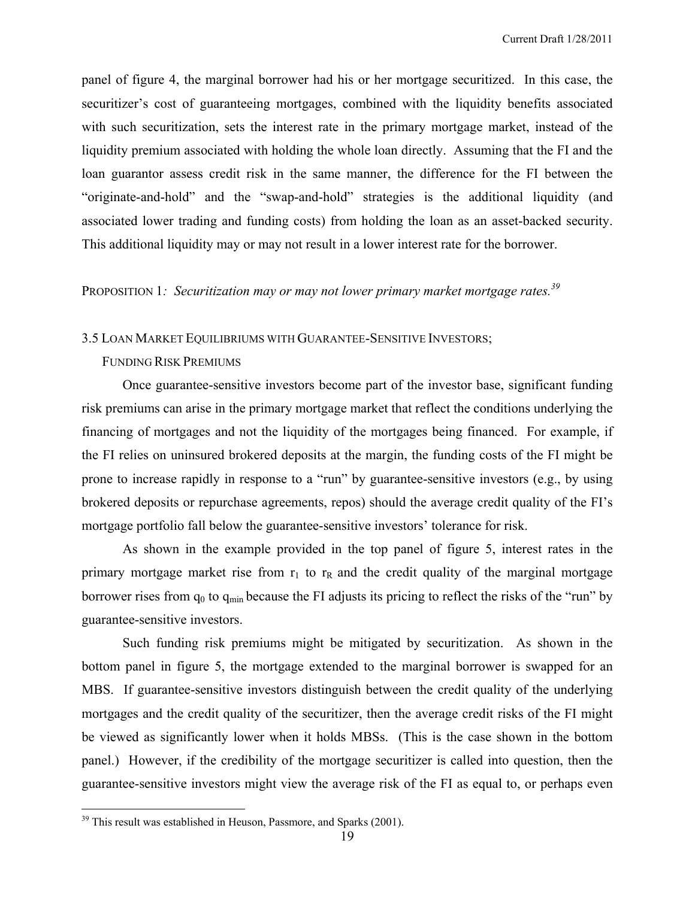panel of figure 4, the marginal borrower had his or her mortgage securitized. In this case, the securitizer's cost of guaranteeing mortgages, combined with the liquidity benefits associated with such securitization, sets the interest rate in the primary mortgage market, instead of the liquidity premium associated with holding the whole loan directly. Assuming that the FI and the loan guarantor assess credit risk in the same manner, the difference for the FI between the "originate-and-hold" and the "swap-and-hold" strategies is the additional liquidity (and associated lower trading and funding costs) from holding the loan as an asset-backed security. This additional liquidity may or may not result in a lower interest rate for the borrower.

PROPOSITION 1*: Securitization may or may not lower primary market mortgage rates.*[39]

### 3.5 LOAN MARKET EQUILIBRIUMS WITH GUARANTEE-SENSITIVE INVESTORS; FUNDING RISK PREMIUMS

Once guarantee-sensitive investors become part of the investor base, significant funding risk premiums can arise in the primary mortgage market that reflect the conditions underlying the financing of mortgages and not the liquidity of the mortgages being financed. For example, if the FI relies on uninsured brokered deposits at the margin, the funding costs of the FI might be prone to increase rapidly in response to a "run" by guarantee-sensitive investors (e.g., by using brokered deposits or repurchase agreements, repos) should the average credit quality of the FI's mortgage portfolio fall below the guarantee-sensitive investors' tolerance for risk.

As shown in the example provided in the top panel of figure 5, interest rates in the primary mortgage market rise from $r_1$ to $r_R$ and the credit quality of the marginal mortgage borrower rises from $q_0$ to $q_{min}$ because the FI adjusts its pricing to reflect the risks of the "run" by guarantee-sensitive investors.

Such funding risk premiums might be mitigated by securitization. As shown in the bottom panel in figure 5, the mortgage extended to the marginal borrower is swapped for an MBS. If guarantee-sensitive investors distinguish between the credit quality of the underlying mortgages and the credit quality of the securitizer, then the average credit risks of the FI might be viewed as significantly lower when it holds MBSs. (This is the case shown in the bottom panel.) However, if the credibility of the mortgage securitizer is called into question, then the guarantee-sensitive investors might view the average risk of the FI as equal to, or perhaps even

---

[39] This result was established in Heuson, Passmore, and Sparks (2001).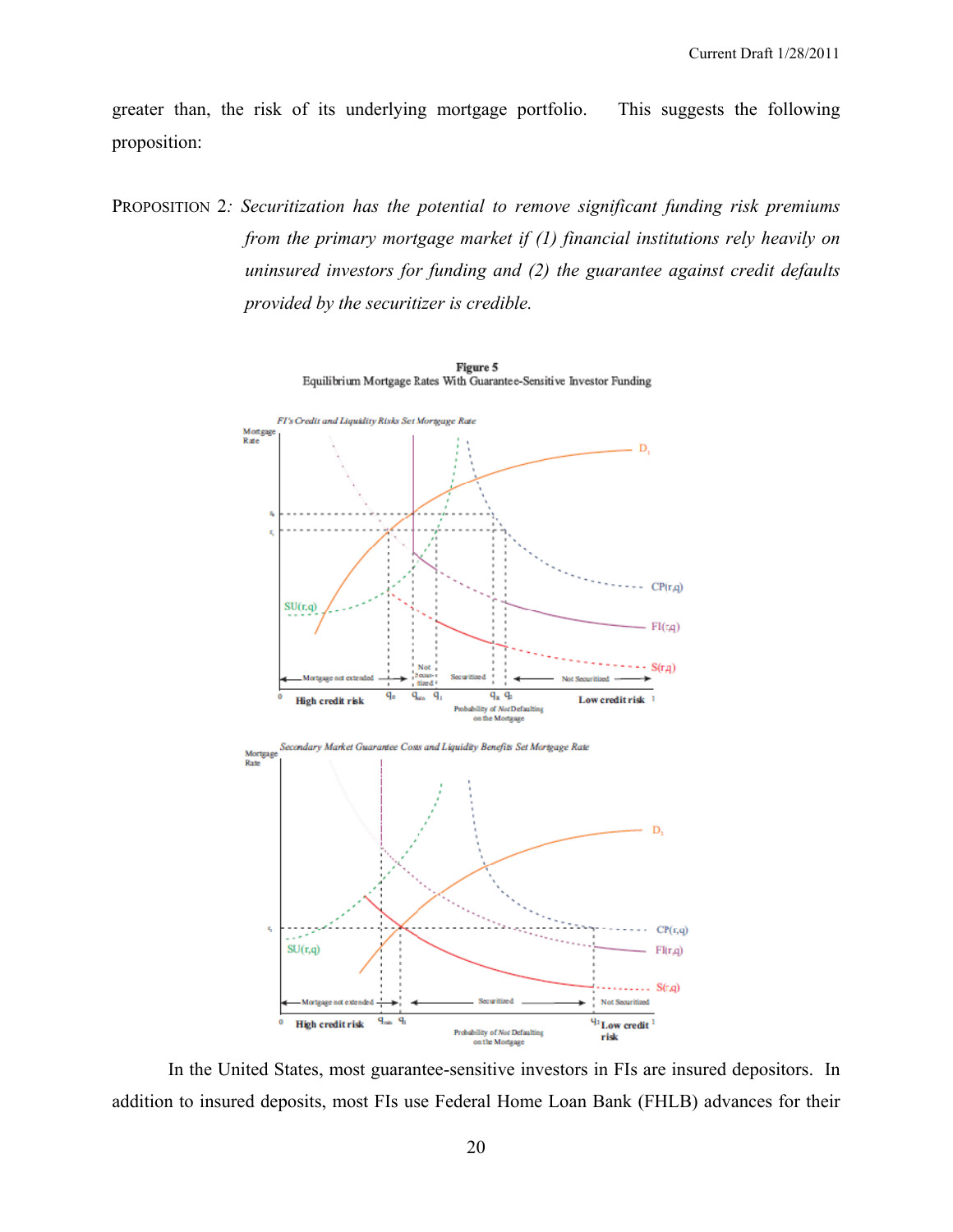greater than, the risk of its underlying mortgage portfolio. This suggests the following proposition:

PROPOSITION 2: *Securitization has the potential to remove significant funding risk premiums from the primary mortgage market if (1) financial institutions rely heavily on uninsured investors for funding and (2) the guarantee against credit defaults provided by the securitizer is credible.*

**Figure 5**
Equilibrium Mortgage Rates With Guarantee-Sensitive Investor Funding

In the United States, most guarantee-sensitive investors in FIs are insured depositors. In addition to insured deposits, most FIs use Federal Home Loan Bank (FHLB) advances for their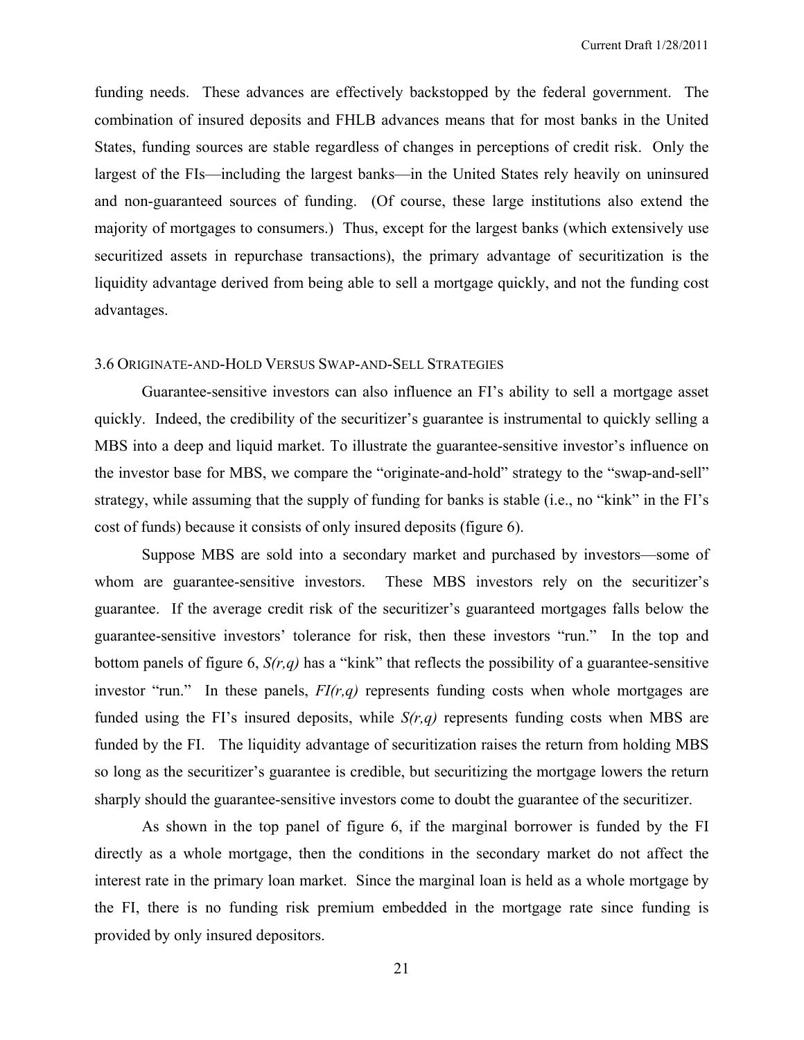funding needs. These advances are effectively backstopped by the federal government. The combination of insured deposits and FHLB advances means that for most banks in the United States, funding sources are stable regardless of changes in perceptions of credit risk. Only the largest of the FIs—including the largest banks—in the United States rely heavily on uninsured and non-guaranteed sources of funding. (Of course, these large institutions also extend the majority of mortgages to consumers.) Thus, except for the largest banks (which extensively use securitized assets in repurchase transactions), the primary advantage of securitization is the liquidity advantage derived from being able to sell a mortgage quickly, and not the funding cost advantages.

### 3.6 Originate-and-Hold Versus Swap-and-Sell Strategies

Guarantee-sensitive investors can also influence an FI's ability to sell a mortgage asset quickly. Indeed, the credibility of the securitizer's guarantee is instrumental to quickly selling a MBS into a deep and liquid market. To illustrate the guarantee-sensitive investor's influence on the investor base for MBS, we compare the "originate-and-hold" strategy to the "swap-and-sell" strategy, while assuming that the supply of funding for banks is stable (i.e., no "kink" in the FI's cost of funds) because it consists of only insured deposits (figure 6).

Suppose MBS are sold into a secondary market and purchased by investors—some of whom are guarantee-sensitive investors. These MBS investors rely on the securitizer's guarantee. If the average credit risk of the securitizer's guaranteed mortgages falls below the guarantee-sensitive investors' tolerance for risk, then these investors "run." In the top and bottom panels of figure 6, $S(r,q)$ has a "kink" that reflects the possibility of a guarantee-sensitive investor "run." In these panels, $FI(r,q)$ represents funding costs when whole mortgages are funded using the FI's insured deposits, while $S(r,q)$ represents funding costs when MBS are funded by the FI. The liquidity advantage of securitization raises the return from holding MBS so long as the securitizer's guarantee is credible, but securitizing the mortgage lowers the return sharply should the guarantee-sensitive investors come to doubt the guarantee of the securitizer.

As shown in the top panel of figure 6, if the marginal borrower is funded by the FI directly as a whole mortgage, then the conditions in the secondary market do not affect the interest rate in the primary loan market. Since the marginal loan is held as a whole mortgage by the FI, there is no funding risk premium embedded in the mortgage rate since funding is provided by only insured depositors.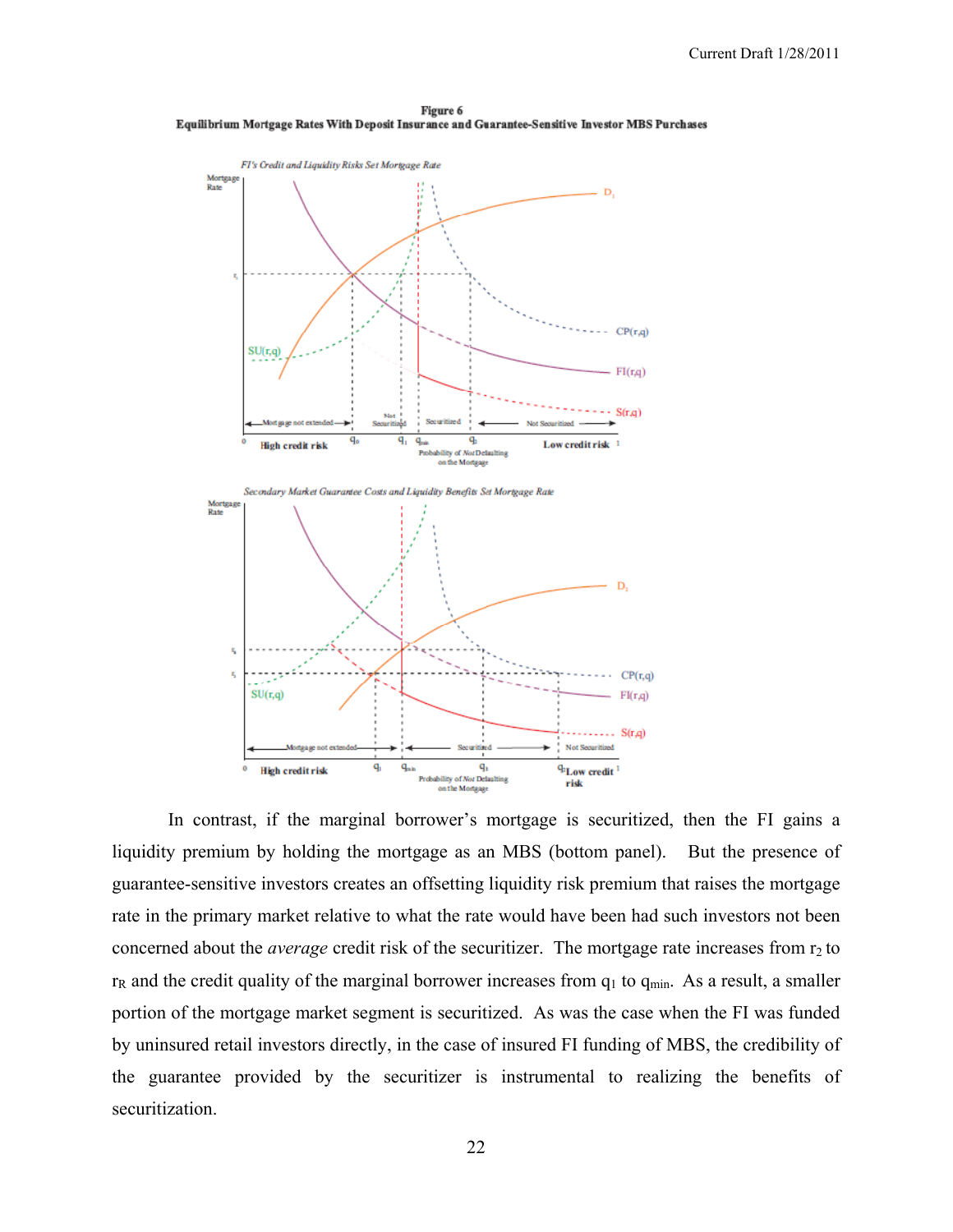**Figure 6**
**Equilibrium Mortgage Rates With Deposit Insurance and Guarantee-Sensitive Investor MBS Purchases**

In contrast, if the marginal borrower's mortgage is securitized, then the FI gains a liquidity premium by holding the mortgage as an MBS (bottom panel). But the presence of guarantee-sensitive investors creates an offsetting liquidity risk premium that raises the mortgage rate in the primary market relative to what the rate would have been had such investors not been concerned about the *average* credit risk of the securitizer. The mortgage rate increases from $r_2$ to $r_R$ and the credit quality of the marginal borrower increases from $q_1$ to $q_{min}$. As a result, a smaller portion of the mortgage market segment is securitized. As was the case when the FI was funded by uninsured retail investors directly, in the case of insured FI funding of MBS, the credibility of the guarantee provided by the securitizer is instrumental to realizing the benefits of securitization.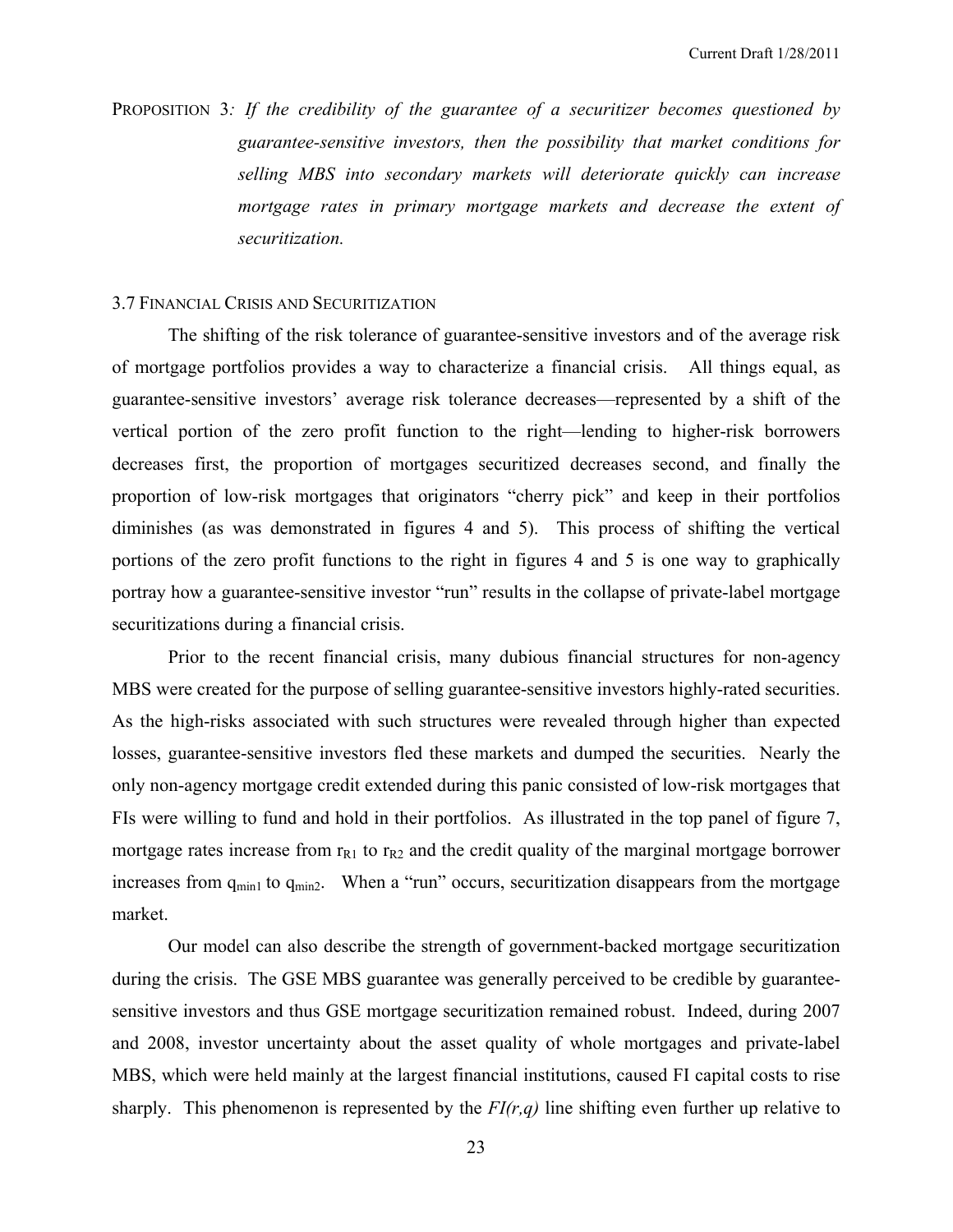PROPOSITION 3*: If the credibility of the guarantee of a securitizer becomes questioned by guarantee-sensitive investors, then the possibility that market conditions for selling MBS into secondary markets will deteriorate quickly can increase mortgage rates in primary mortgage markets and decrease the extent of securitization.*

### 3.7 FINANCIAL CRISIS AND SECURITIZATION

The shifting of the risk tolerance of guarantee-sensitive investors and of the average risk of mortgage portfolios provides a way to characterize a financial crisis. All things equal, as guarantee-sensitive investors' average risk tolerance decreases—represented by a shift of the vertical portion of the zero profit function to the right—lending to higher-risk borrowers decreases first, the proportion of mortgages securitized decreases second, and finally the proportion of low-risk mortgages that originators "cherry pick" and keep in their portfolios diminishes (as was demonstrated in figures 4 and 5). This process of shifting the vertical portions of the zero profit functions to the right in figures 4 and 5 is one way to graphically portray how a guarantee-sensitive investor "run" results in the collapse of private-label mortgage securitizations during a financial crisis.

Prior to the recent financial crisis, many dubious financial structures for non-agency MBS were created for the purpose of selling guarantee-sensitive investors highly-rated securities. As the high-risks associated with such structures were revealed through higher than expected losses, guarantee-sensitive investors fled these markets and dumped the securities. Nearly the only non-agency mortgage credit extended during this panic consisted of low-risk mortgages that FIs were willing to fund and hold in their portfolios. As illustrated in the top panel of figure 7, mortgage rates increase from $r_{R1}$ to $r_{R2}$ and the credit quality of the marginal mortgage borrower increases from $q_{min1}$ to $q_{min2}$. When a "run" occurs, securitization disappears from the mortgage market.

Our model can also describe the strength of government-backed mortgage securitization during the crisis. The GSE MBS guarantee was generally perceived to be credible by guarantee-sensitive investors and thus GSE mortgage securitization remained robust. Indeed, during 2007 and 2008, investor uncertainty about the asset quality of whole mortgages and private-label MBS, which were held mainly at the largest financial institutions, caused FI capital costs to rise sharply. This phenomenon is represented by the *FI(r,q)* line shifting even further up relative to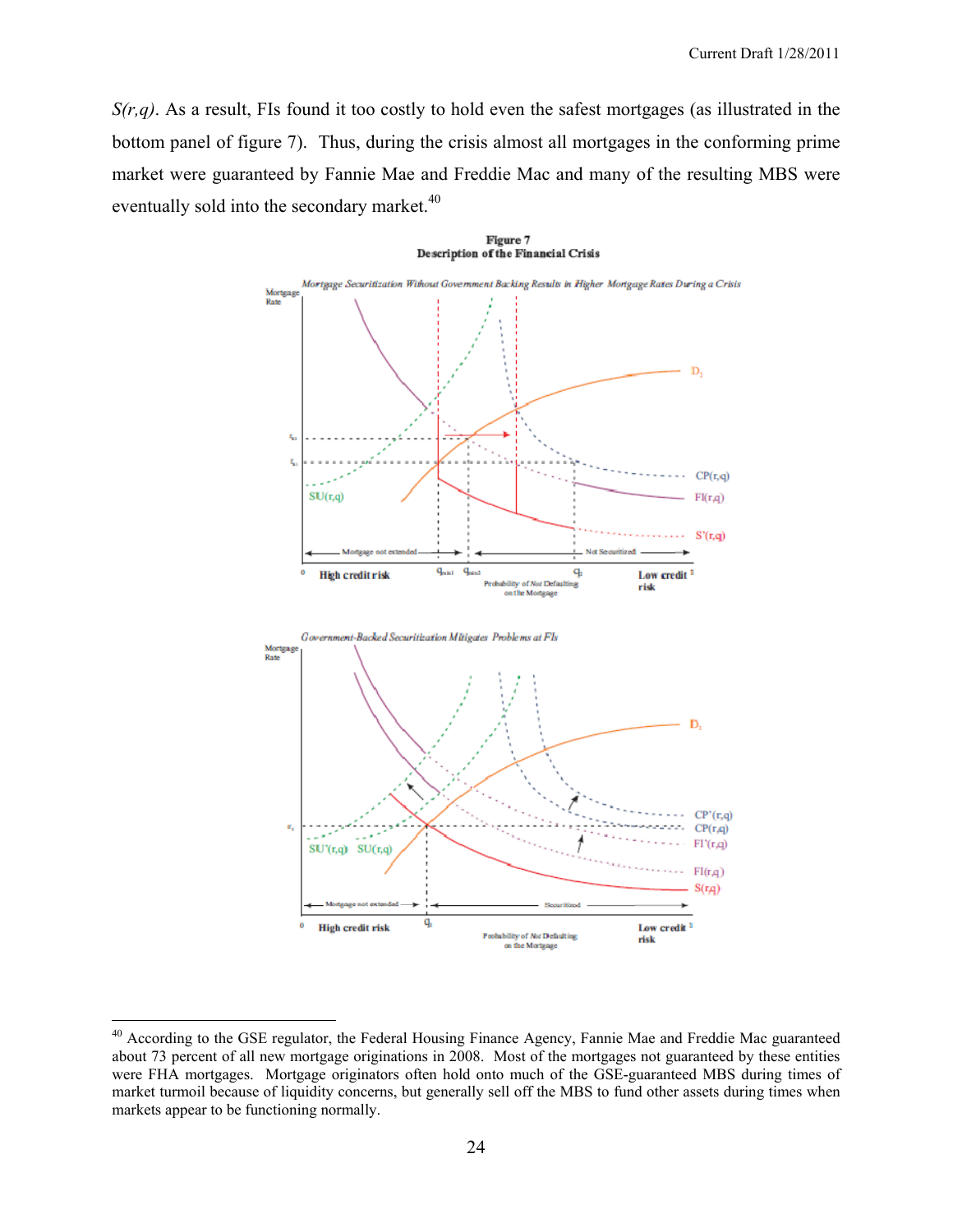$S(r,q)$. As a result, FIs found it too costly to hold even the safest mortgages (as illustrated in the bottom panel of figure 7). Thus, during the crisis almost all mortgages in the conforming prime market were guaranteed by Fannie Mae and Freddie Mac and many of the resulting MBS were eventually sold into the secondary market.[40]

**Figure 7**
**Description of the Financial Crisis**

*Mortgage Securitization Without Government Backing Results in Higher Mortgage Rates During a Crisis*

*Government-Backed Securitization Mitigates Problems at FIs*

[40] According to the GSE regulator, the Federal Housing Finance Agency, Fannie Mae and Freddie Mac guaranteed about 73 percent of all new mortgage originations in 2008. Most of the mortgages not guaranteed by these entities were FHA mortgages. Mortgage originators often hold onto much of the GSE-guaranteed MBS during times of market turmoil because of liquidity concerns, but generally sell off the MBS to fund other assets during times when markets appear to be functioning normally.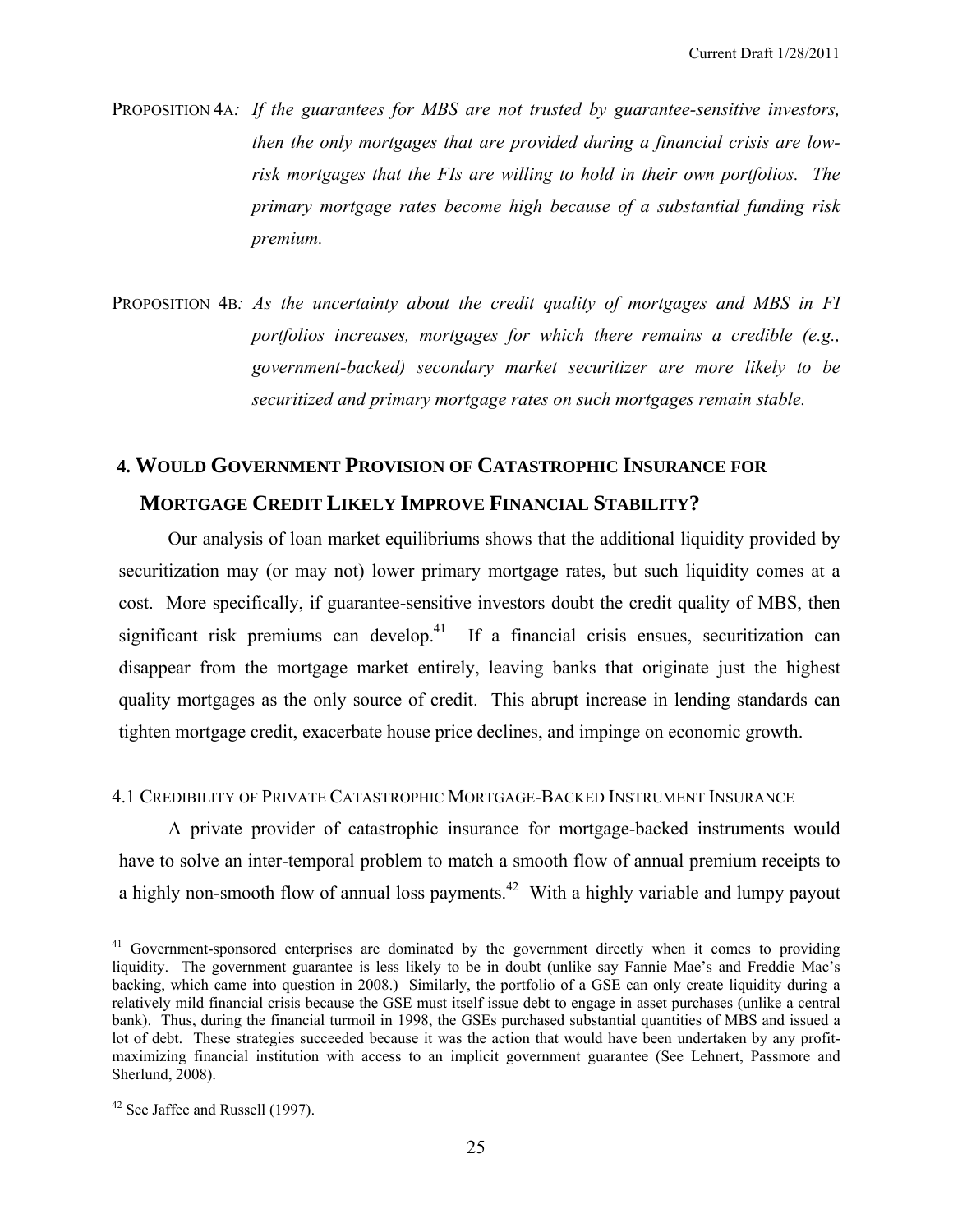PROPOSITION 4A*: If the guarantees for MBS are not trusted by guarantee-sensitive investors, then the only mortgages that are provided during a financial crisis are low-risk mortgages that the FIs are willing to hold in their own portfolios. The primary mortgage rates become high because of a substantial funding risk premium.*

PROPOSITION 4B*: As the uncertainty about the credit quality of mortgages and MBS in FI portfolios increases, mortgages for which there remains a credible (e.g., government-backed) secondary market securitizer are more likely to be securitized and primary mortgage rates on such mortgages remain stable.*

## 4. WOULD GOVERNMENT PROVISION OF CATASTROPHIC INSURANCE FOR MORTGAGE CREDIT LIKELY IMPROVE FINANCIAL STABILITY?

Our analysis of loan market equilibriums shows that the additional liquidity provided by securitization may (or may not) lower primary mortgage rates, but such liquidity comes at a cost. More specifically, if guarantee-sensitive investors doubt the credit quality of MBS, then significant risk premiums can develop.[41] If a financial crisis ensues, securitization can disappear from the mortgage market entirely, leaving banks that originate just the highest quality mortgages as the only source of credit. This abrupt increase in lending standards can tighten mortgage credit, exacerbate house price declines, and impinge on economic growth.

### 4.1 CREDIBILITY OF PRIVATE CATASTROPHIC MORTGAGE-BACKED INSTRUMENT INSURANCE

A private provider of catastrophic insurance for mortgage-backed instruments would have to solve an inter-temporal problem to match a smooth flow of annual premium receipts to a highly non-smooth flow of annual loss payments.[42] With a highly variable and lumpy payout

---

[41] Government-sponsored enterprises are dominated by the government directly when it comes to providing liquidity. The government guarantee is less likely to be in doubt (unlike say Fannie Mae's and Freddie Mac's backing, which came into question in 2008.) Similarly, the portfolio of a GSE can only create liquidity during a relatively mild financial crisis because the GSE must itself issue debt to engage in asset purchases (unlike a central bank). Thus, during the financial turmoil in 1998, the GSEs purchased substantial quantities of MBS and issued a lot of debt. These strategies succeeded because it was the action that would have been undertaken by any profit-maximizing financial institution with access to an implicit government guarantee (See Lehnert, Passmore and Sherlund, 2008).

[42] See Jaffee and Russell (1997).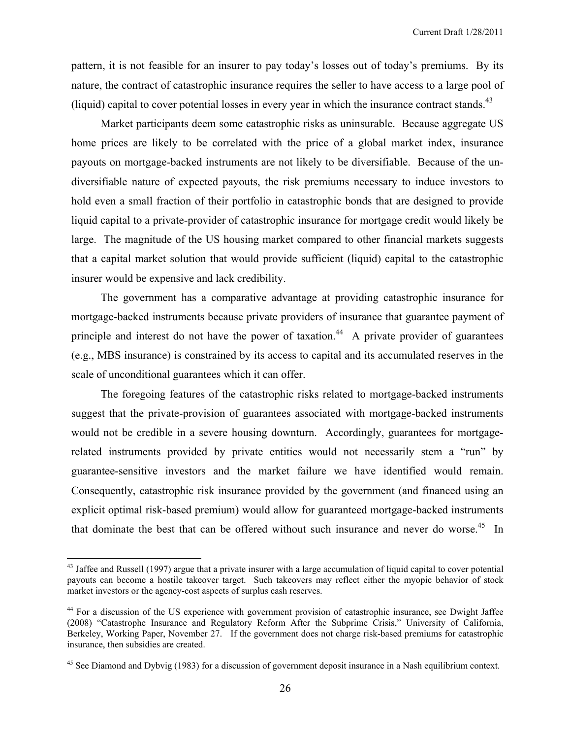pattern, it is not feasible for an insurer to pay today's losses out of today's premiums. By its nature, the contract of catastrophic insurance requires the seller to have access to a large pool of (liquid) capital to cover potential losses in every year in which the insurance contract stands.[43]

Market participants deem some catastrophic risks as uninsurable. Because aggregate US home prices are likely to be correlated with the price of a global market index, insurance payouts on mortgage-backed instruments are not likely to be diversifiable. Because of the un-diversifiable nature of expected payouts, the risk premiums necessary to induce investors to hold even a small fraction of their portfolio in catastrophic bonds that are designed to provide liquid capital to a private-provider of catastrophic insurance for mortgage credit would likely be large. The magnitude of the US housing market compared to other financial markets suggests that a capital market solution that would provide sufficient (liquid) capital to the catastrophic insurer would be expensive and lack credibility.

The government has a comparative advantage at providing catastrophic insurance for mortgage-backed instruments because private providers of insurance that guarantee payment of principle and interest do not have the power of taxation.[44] A private provider of guarantees (e.g., MBS insurance) is constrained by its access to capital and its accumulated reserves in the scale of unconditional guarantees which it can offer.

The foregoing features of the catastrophic risks related to mortgage-backed instruments suggest that the private-provision of guarantees associated with mortgage-backed instruments would not be credible in a severe housing downturn. Accordingly, guarantees for mortgage-related instruments provided by private entities would not necessarily stem a "run" by guarantee-sensitive investors and the market failure we have identified would remain. Consequently, catastrophic risk insurance provided by the government (and financed using an explicit optimal risk-based premium) would allow for guaranteed mortgage-backed instruments that dominate the best that can be offered without such insurance and never do worse.[45] In

---

[43] Jaffee and Russell (1997) argue that a private insurer with a large accumulation of liquid capital to cover potential payouts can become a hostile takeover target. Such takeovers may reflect either the myopic behavior of stock market investors or the agency-cost aspects of surplus cash reserves.

[44] For a discussion of the US experience with government provision of catastrophic insurance, see Dwight Jaffee (2008) "Catastrophe Insurance and Regulatory Reform After the Subprime Crisis," University of California, Berkeley, Working Paper, November 27. If the government does not charge risk-based premiums for catastrophic insurance, then subsidies are created.

[45] See Diamond and Dybvig (1983) for a discussion of government deposit insurance in a Nash equilibrium context.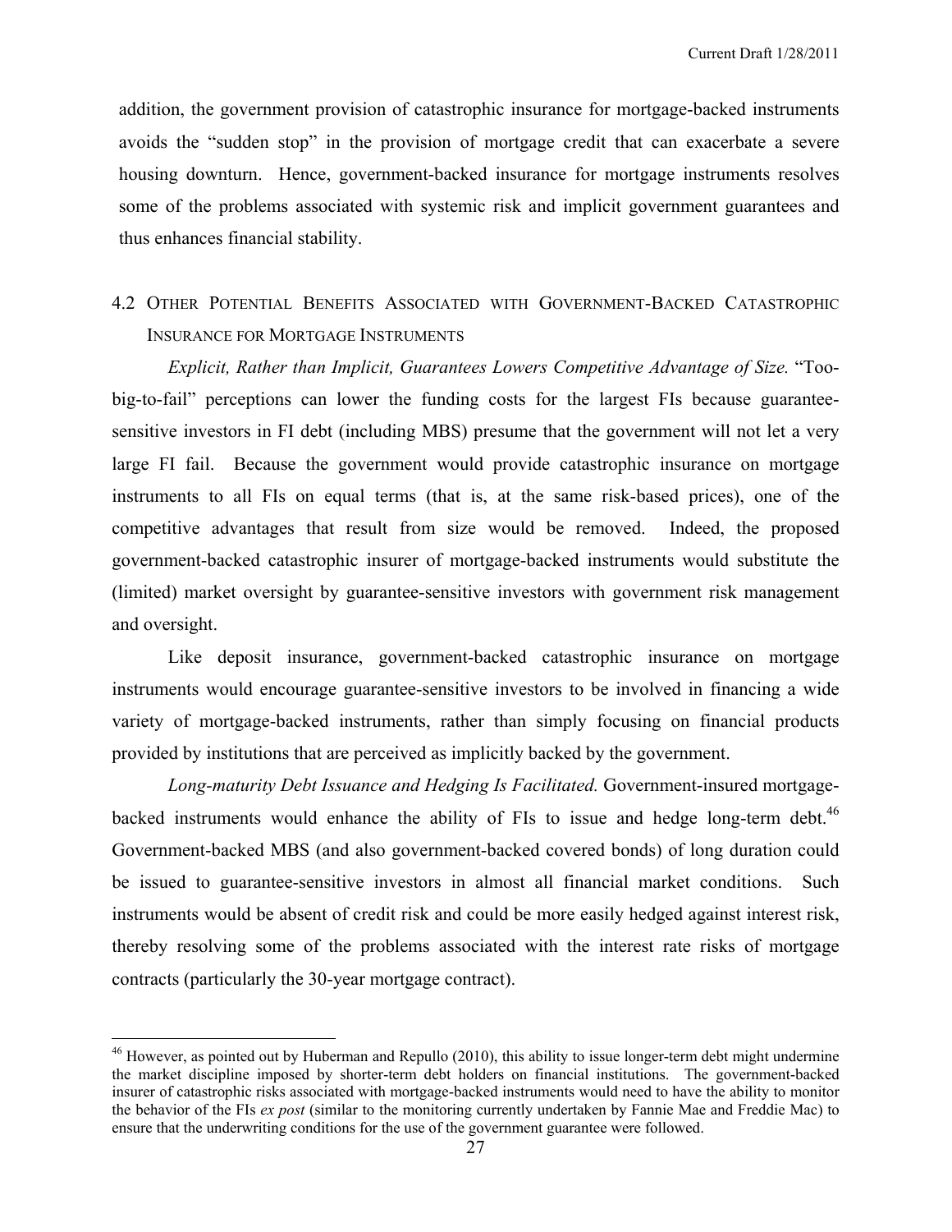addition, the government provision of catastrophic insurance for mortgage-backed instruments avoids the "sudden stop" in the provision of mortgage credit that can exacerbate a severe housing downturn. Hence, government-backed insurance for mortgage instruments resolves some of the problems associated with systemic risk and implicit government guarantees and thus enhances financial stability.

## 4.2 Other Potential Benefits Associated with Government-Backed Catastrophic Insurance for Mortgage Instruments

*Explicit, Rather than Implicit, Guarantees Lowers Competitive Advantage of Size.* "Too-big-to-fail" perceptions can lower the funding costs for the largest FIs because guarantee-sensitive investors in FI debt (including MBS) presume that the government will not let a very large FI fail. Because the government would provide catastrophic insurance on mortgage instruments to all FIs on equal terms (that is, at the same risk-based prices), one of the competitive advantages that result from size would be removed. Indeed, the proposed government-backed catastrophic insurer of mortgage-backed instruments would substitute the (limited) market oversight by guarantee-sensitive investors with government risk management and oversight.

Like deposit insurance, government-backed catastrophic insurance on mortgage instruments would encourage guarantee-sensitive investors to be involved in financing a wide variety of mortgage-backed instruments, rather than simply focusing on financial products provided by institutions that are perceived as implicitly backed by the government.

*Long-maturity Debt Issuance and Hedging Is Facilitated.* Government-insured mortgage-backed instruments would enhance the ability of FIs to issue and hedge long-term debt.[46] Government-backed MBS (and also government-backed covered bonds) of long duration could be issued to guarantee-sensitive investors in almost all financial market conditions. Such instruments would be absent of credit risk and could be more easily hedged against interest risk, thereby resolving some of the problems associated with the interest rate risks of mortgage contracts (particularly the 30-year mortgage contract).

[46] However, as pointed out by Huberman and Repullo (2010), this ability to issue longer-term debt might undermine the market discipline imposed by shorter-term debt holders on financial institutions. The government-backed insurer of catastrophic risks associated with mortgage-backed instruments would need to have the ability to monitor the behavior of the FIs *ex post* (similar to the monitoring currently undertaken by Fannie Mae and Freddie Mac) to ensure that the underwriting conditions for the use of the government guarantee were followed.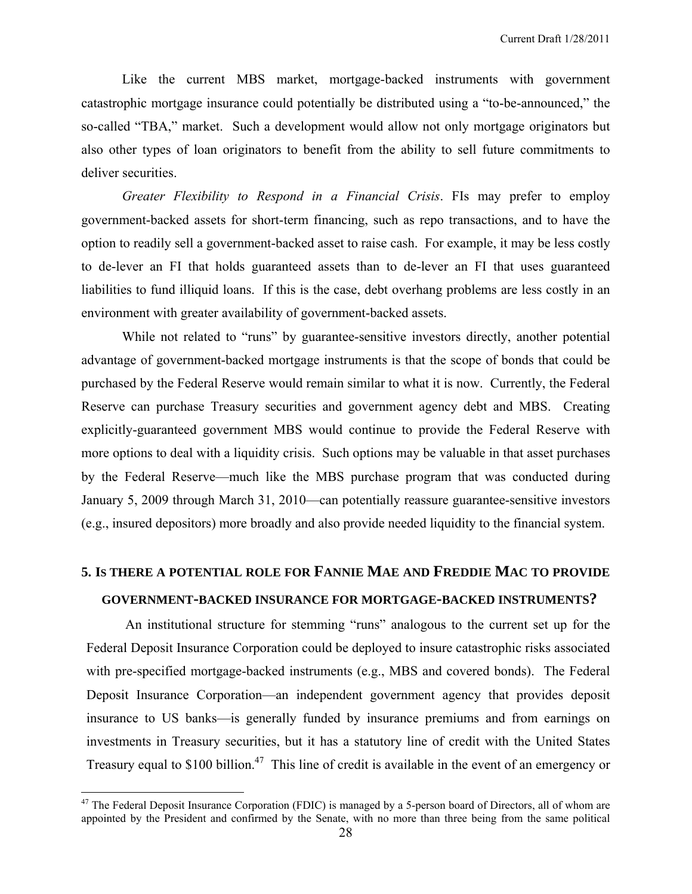Like the current MBS market, mortgage-backed instruments with government catastrophic mortgage insurance could potentially be distributed using a "to-be-announced," the so-called "TBA," market. Such a development would allow not only mortgage originators but also other types of loan originators to benefit from the ability to sell future commitments to deliver securities.

*Greater Flexibility to Respond in a Financial Crisis*. FIs may prefer to employ government-backed assets for short-term financing, such as repo transactions, and to have the option to readily sell a government-backed asset to raise cash. For example, it may be less costly to de-lever an FI that holds guaranteed assets than to de-lever an FI that uses guaranteed liabilities to fund illiquid loans. If this is the case, debt overhang problems are less costly in an environment with greater availability of government-backed assets.

While not related to "runs" by guarantee-sensitive investors directly, another potential advantage of government-backed mortgage instruments is that the scope of bonds that could be purchased by the Federal Reserve would remain similar to what it is now. Currently, the Federal Reserve can purchase Treasury securities and government agency debt and MBS. Creating explicitly-guaranteed government MBS would continue to provide the Federal Reserve with more options to deal with a liquidity crisis. Such options may be valuable in that asset purchases by the Federal Reserve—much like the MBS purchase program that was conducted during January 5, 2009 through March 31, 2010—can potentially reassure guarantee-sensitive investors (e.g., insured depositors) more broadly and also provide needed liquidity to the financial system.

## 5. Is there a potential role for Fannie Mae and Freddie Mac to provide government-backed insurance for mortgage-backed instruments?

An institutional structure for stemming "runs" analogous to the current set up for the Federal Deposit Insurance Corporation could be deployed to insure catastrophic risks associated with pre-specified mortgage-backed instruments (e.g., MBS and covered bonds). The Federal Deposit Insurance Corporation—an independent government agency that provides deposit insurance to US banks—is generally funded by insurance premiums and from earnings on investments in Treasury securities, but it has a statutory line of credit with the United States Treasury equal to $100 billion.[47] This line of credit is available in the event of an emergency or

[47] The Federal Deposit Insurance Corporation (FDIC) is managed by a 5-person board of Directors, all of whom are appointed by the President and confirmed by the Senate, with no more than three being from the same political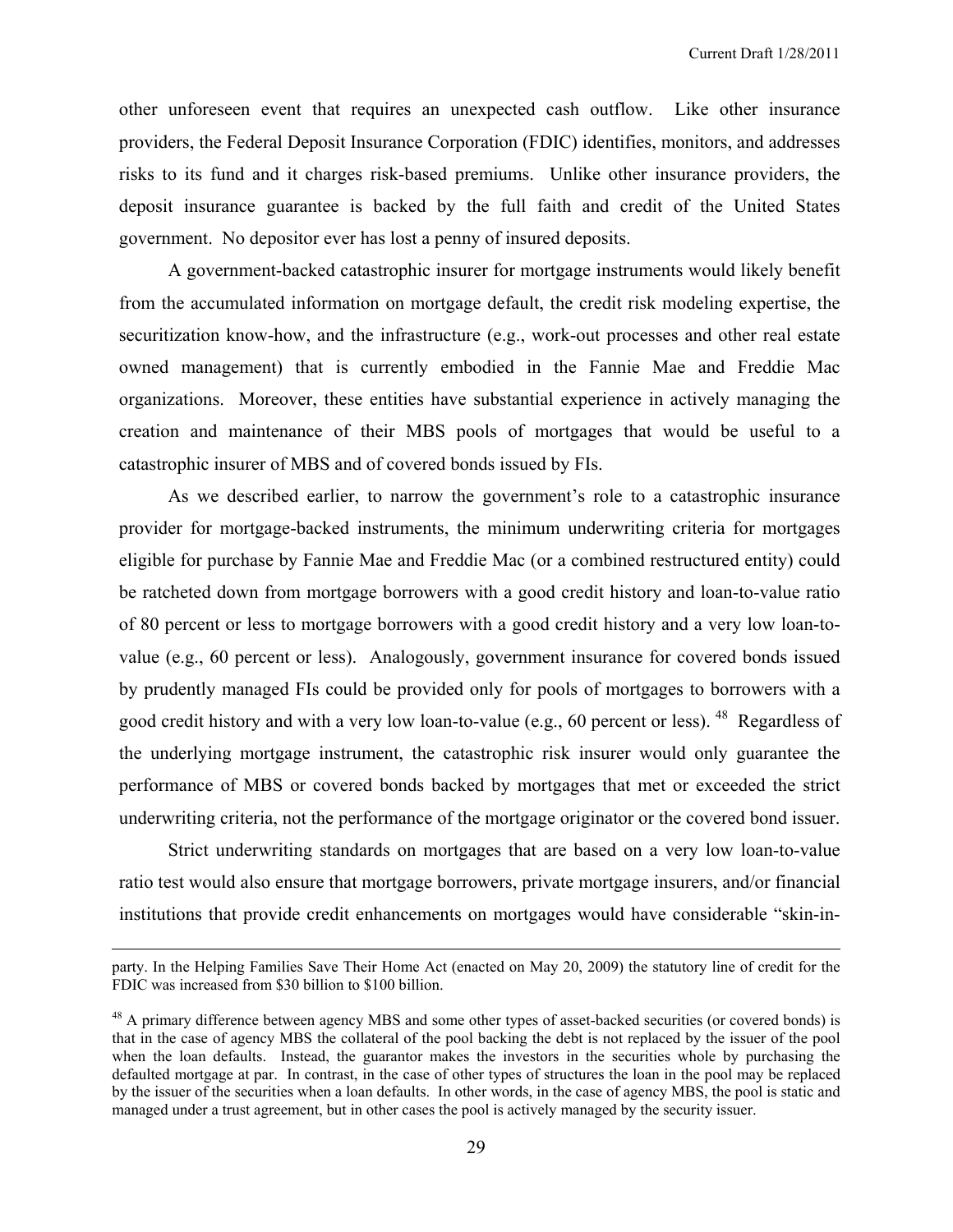other unforeseen event that requires an unexpected cash outflow. Like other insurance providers, the Federal Deposit Insurance Corporation (FDIC) identifies, monitors, and addresses risks to its fund and it charges risk-based premiums. Unlike other insurance providers, the deposit insurance guarantee is backed by the full faith and credit of the United States government. No depositor ever has lost a penny of insured deposits.

A government-backed catastrophic insurer for mortgage instruments would likely benefit from the accumulated information on mortgage default, the credit risk modeling expertise, the securitization know-how, and the infrastructure (e.g., work-out processes and other real estate owned management) that is currently embodied in the Fannie Mae and Freddie Mac organizations. Moreover, these entities have substantial experience in actively managing the creation and maintenance of their MBS pools of mortgages that would be useful to a catastrophic insurer of MBS and of covered bonds issued by FIs.

As we described earlier, to narrow the government's role to a catastrophic insurance provider for mortgage-backed instruments, the minimum underwriting criteria for mortgages eligible for purchase by Fannie Mae and Freddie Mac (or a combined restructured entity) could be ratcheted down from mortgage borrowers with a good credit history and loan-to-value ratio of 80 percent or less to mortgage borrowers with a good credit history and a very low loan-to-value (e.g., 60 percent or less). Analogously, government insurance for covered bonds issued by prudently managed FIs could be provided only for pools of mortgages to borrowers with a good credit history and with a very low loan-to-value (e.g., 60 percent or less).[48] Regardless of the underlying mortgage instrument, the catastrophic risk insurer would only guarantee the performance of MBS or covered bonds backed by mortgages that met or exceeded the strict underwriting criteria, not the performance of the mortgage originator or the covered bond issuer.

Strict underwriting standards on mortgages that are based on a very low loan-to-value ratio test would also ensure that mortgage borrowers, private mortgage insurers, and/or financial institutions that provide credit enhancements on mortgages would have considerable "skin-in-

---

party. In the Helping Families Save Their Home Act (enacted on May 20, 2009) the statutory line of credit for the FDIC was increased from $30 billion to $100 billion.

[48] A primary difference between agency MBS and some other types of asset-backed securities (or covered bonds) is that in the case of agency MBS the collateral of the pool backing the debt is not replaced by the issuer of the pool when the loan defaults. Instead, the guarantor makes the investors in the securities whole by purchasing the defaulted mortgage at par. In contrast, in the case of other types of structures the loan in the pool may be replaced by the issuer of the securities when a loan defaults. In other words, in the case of agency MBS, the pool is static and managed under a trust agreement, but in other cases the pool is actively managed by the security issuer.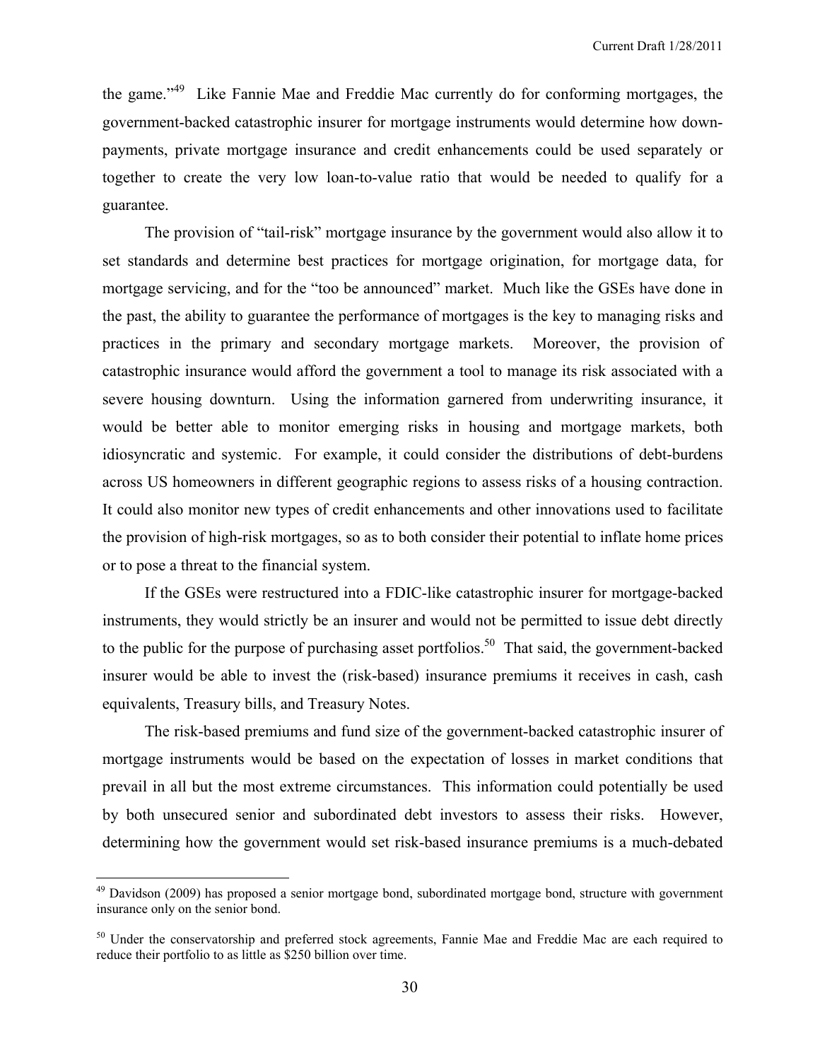the game."[49] Like Fannie Mae and Freddie Mac currently do for conforming mortgages, the government-backed catastrophic insurer for mortgage instruments would determine how down-payments, private mortgage insurance and credit enhancements could be used separately or together to create the very low loan-to-value ratio that would be needed to qualify for a guarantee.

The provision of "tail-risk" mortgage insurance by the government would also allow it to set standards and determine best practices for mortgage origination, for mortgage data, for mortgage servicing, and for the "too be announced" market. Much like the GSEs have done in the past, the ability to guarantee the performance of mortgages is the key to managing risks and practices in the primary and secondary mortgage markets. Moreover, the provision of catastrophic insurance would afford the government a tool to manage its risk associated with a severe housing downturn. Using the information garnered from underwriting insurance, it would be better able to monitor emerging risks in housing and mortgage markets, both idiosyncratic and systemic. For example, it could consider the distributions of debt-burdens across US homeowners in different geographic regions to assess risks of a housing contraction. It could also monitor new types of credit enhancements and other innovations used to facilitate the provision of high-risk mortgages, so as to both consider their potential to inflate home prices or to pose a threat to the financial system.

If the GSEs were restructured into a FDIC-like catastrophic insurer for mortgage-backed instruments, they would strictly be an insurer and would not be permitted to issue debt directly to the public for the purpose of purchasing asset portfolios.[50] That said, the government-backed insurer would be able to invest the (risk-based) insurance premiums it receives in cash, cash equivalents, Treasury bills, and Treasury Notes.

The risk-based premiums and fund size of the government-backed catastrophic insurer of mortgage instruments would be based on the expectation of losses in market conditions that prevail in all but the most extreme circumstances. This information could potentially be used by both unsecured senior and subordinated debt investors to assess their risks. However, determining how the government would set risk-based insurance premiums is a much-debated

---

[49] Davidson (2009) has proposed a senior mortgage bond, subordinated mortgage bond, structure with government insurance only on the senior bond.

[50] Under the conservatorship and preferred stock agreements, Fannie Mae and Freddie Mac are each required to reduce their portfolio to as little as $250 billion over time.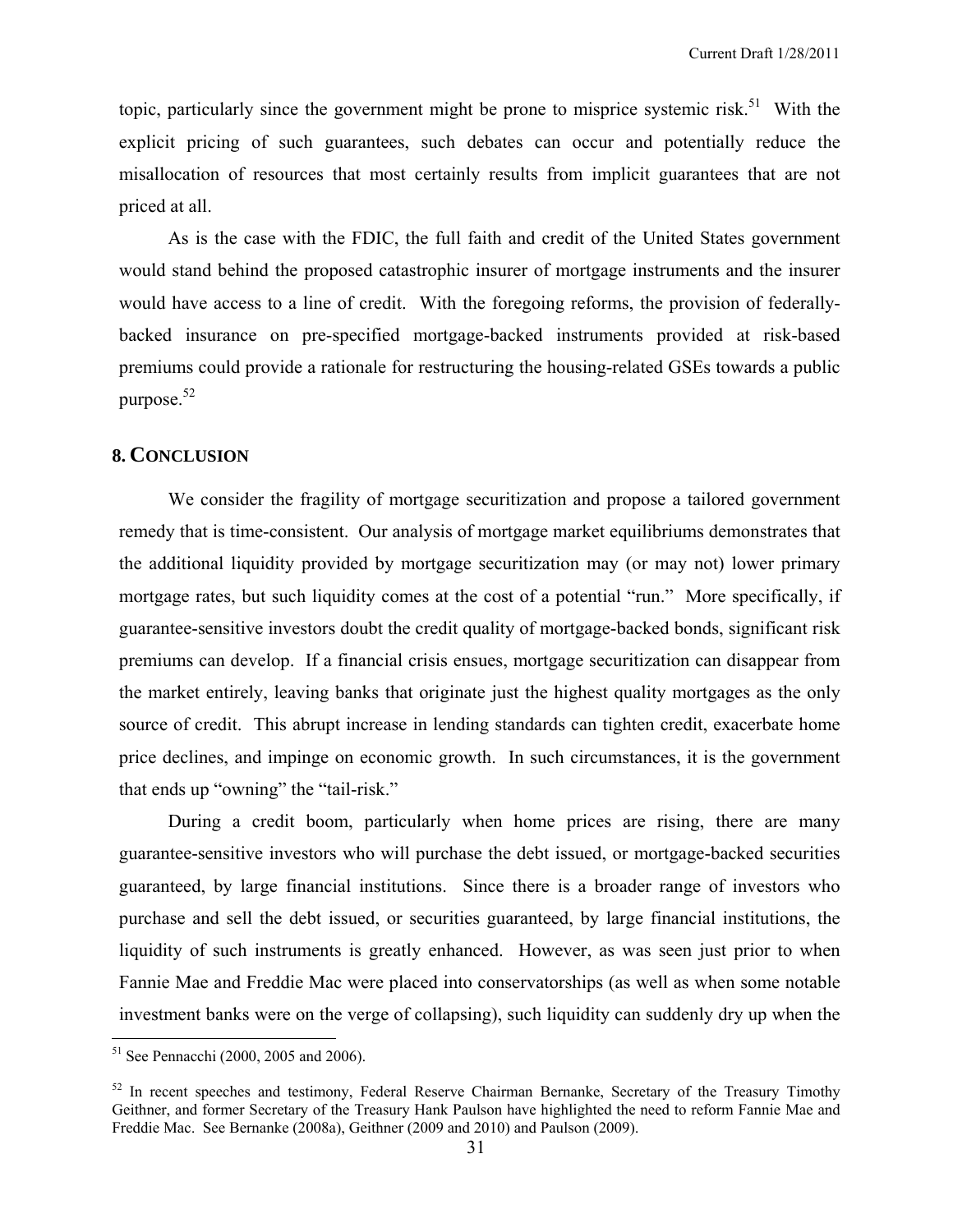topic, particularly since the government might be prone to misprice systemic risk.[51] With the explicit pricing of such guarantees, such debates can occur and potentially reduce the misallocation of resources that most certainly results from implicit guarantees that are not priced at all.

As is the case with the FDIC, the full faith and credit of the United States government would stand behind the proposed catastrophic insurer of mortgage instruments and the insurer would have access to a line of credit. With the foregoing reforms, the provision of federally-backed insurance on pre-specified mortgage-backed instruments provided at risk-based premiums could provide a rationale for restructuring the housing-related GSEs towards a public purpose.[52]

## 8. CONCLUSION

We consider the fragility of mortgage securitization and propose a tailored government remedy that is time-consistent. Our analysis of mortgage market equilibriums demonstrates that the additional liquidity provided by mortgage securitization may (or may not) lower primary mortgage rates, but such liquidity comes at the cost of a potential "run." More specifically, if guarantee-sensitive investors doubt the credit quality of mortgage-backed bonds, significant risk premiums can develop. If a financial crisis ensues, mortgage securitization can disappear from the market entirely, leaving banks that originate just the highest quality mortgages as the only source of credit. This abrupt increase in lending standards can tighten credit, exacerbate home price declines, and impinge on economic growth. In such circumstances, it is the government that ends up "owning" the "tail-risk."

During a credit boom, particularly when home prices are rising, there are many guarantee-sensitive investors who will purchase the debt issued, or mortgage-backed securities guaranteed, by large financial institutions. Since there is a broader range of investors who purchase and sell the debt issued, or securities guaranteed, by large financial institutions, the liquidity of such instruments is greatly enhanced. However, as was seen just prior to when Fannie Mae and Freddie Mac were placed into conservatorships (as well as when some notable investment banks were on the verge of collapsing), such liquidity can suddenly dry up when the

---

[51] See Pennacchi (2000, 2005 and 2006).

[52] In recent speeches and testimony, Federal Reserve Chairman Bernanke, Secretary of the Treasury Timothy Geithner, and former Secretary of the Treasury Hank Paulson have highlighted the need to reform Fannie Mae and Freddie Mac. See Bernanke (2008a), Geithner (2009 and 2010) and Paulson (2009).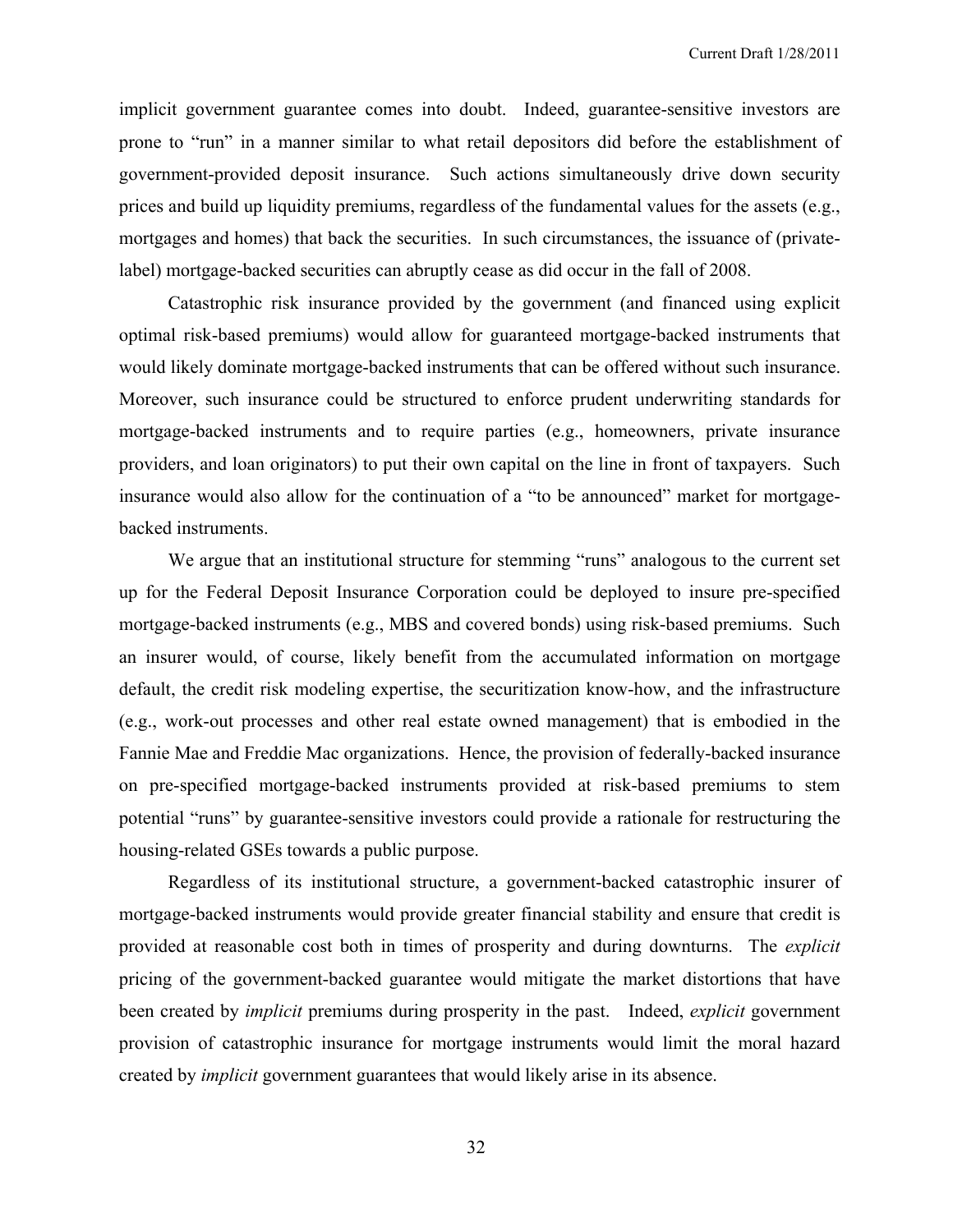implicit government guarantee comes into doubt. Indeed, guarantee-sensitive investors are prone to "run" in a manner similar to what retail depositors did before the establishment of government-provided deposit insurance. Such actions simultaneously drive down security prices and build up liquidity premiums, regardless of the fundamental values for the assets (e.g., mortgages and homes) that back the securities. In such circumstances, the issuance of (private-label) mortgage-backed securities can abruptly cease as did occur in the fall of 2008.

Catastrophic risk insurance provided by the government (and financed using explicit optimal risk-based premiums) would allow for guaranteed mortgage-backed instruments that would likely dominate mortgage-backed instruments that can be offered without such insurance. Moreover, such insurance could be structured to enforce prudent underwriting standards for mortgage-backed instruments and to require parties (e.g., homeowners, private insurance providers, and loan originators) to put their own capital on the line in front of taxpayers. Such insurance would also allow for the continuation of a "to be announced" market for mortgage-backed instruments.

We argue that an institutional structure for stemming "runs" analogous to the current set up for the Federal Deposit Insurance Corporation could be deployed to insure pre-specified mortgage-backed instruments (e.g., MBS and covered bonds) using risk-based premiums. Such an insurer would, of course, likely benefit from the accumulated information on mortgage default, the credit risk modeling expertise, the securitization know-how, and the infrastructure (e.g., work-out processes and other real estate owned management) that is embodied in the Fannie Mae and Freddie Mac organizations. Hence, the provision of federally-backed insurance on pre-specified mortgage-backed instruments provided at risk-based premiums to stem potential "runs" by guarantee-sensitive investors could provide a rationale for restructuring the housing-related GSEs towards a public purpose.

Regardless of its institutional structure, a government-backed catastrophic insurer of mortgage-backed instruments would provide greater financial stability and ensure that credit is provided at reasonable cost both in times of prosperity and during downturns. The *explicit* pricing of the government-backed guarantee would mitigate the market distortions that have been created by *implicit* premiums during prosperity in the past. Indeed, *explicit* government provision of catastrophic insurance for mortgage instruments would limit the moral hazard created by *implicit* government guarantees that would likely arise in its absence.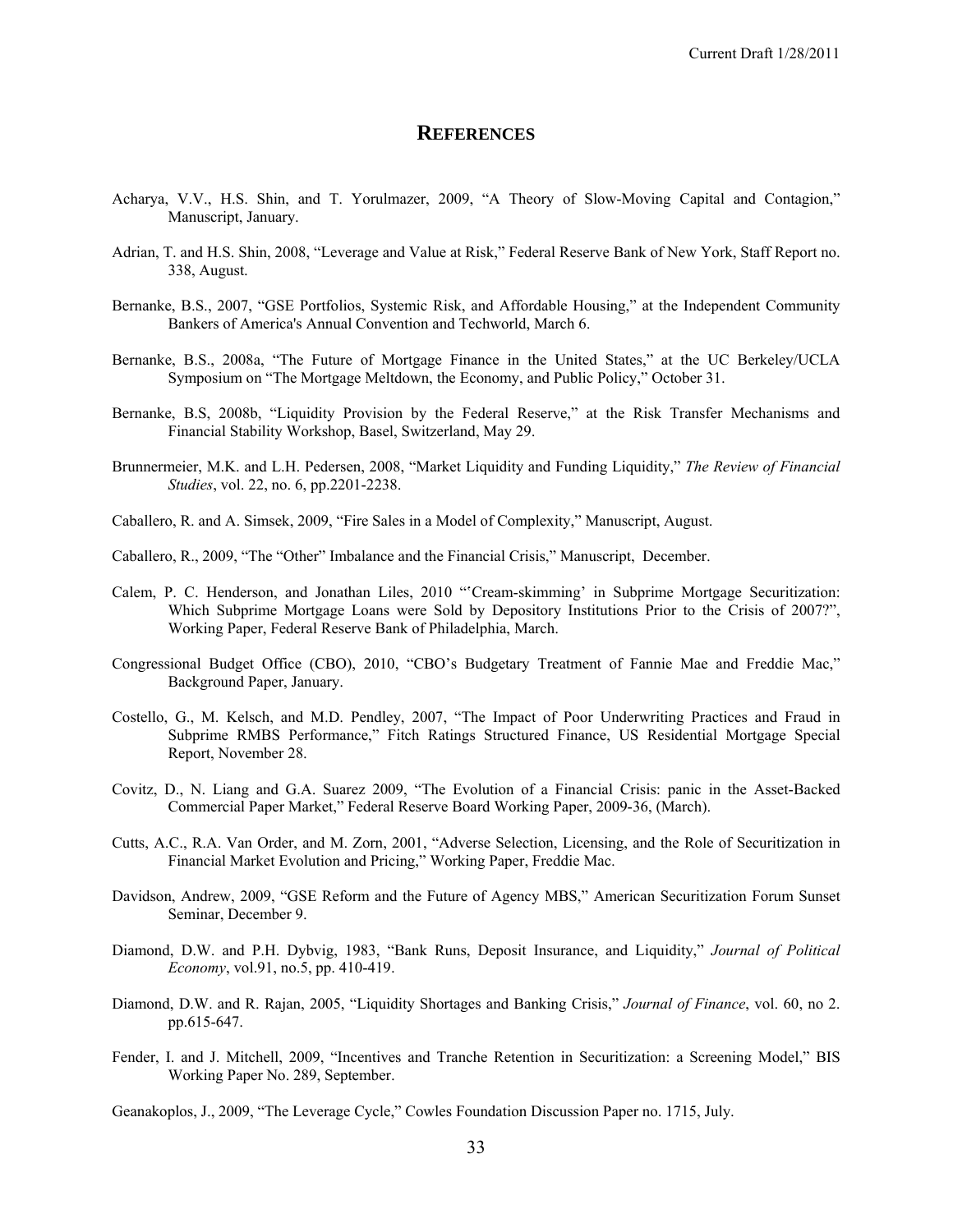# REFERENCES

Acharya, V.V., H.S. Shin, and T. Yorulmazer, 2009, "A Theory of Slow-Moving Capital and Contagion," Manuscript, January.

Adrian, T. and H.S. Shin, 2008, "Leverage and Value at Risk," Federal Reserve Bank of New York, Staff Report no. 338, August.

Bernanke, B.S., 2007, "GSE Portfolios, Systemic Risk, and Affordable Housing," at the Independent Community Bankers of America's Annual Convention and Techworld, March 6.

Bernanke, B.S., 2008a, "The Future of Mortgage Finance in the United States," at the UC Berkeley/UCLA Symposium on "The Mortgage Meltdown, the Economy, and Public Policy," October 31.

Bernanke, B.S, 2008b, "Liquidity Provision by the Federal Reserve," at the Risk Transfer Mechanisms and Financial Stability Workshop, Basel, Switzerland, May 29.

Brunnermeier, M.K. and L.H. Pedersen, 2008, "Market Liquidity and Funding Liquidity," *The Review of Financial Studies*, vol. 22, no. 6, pp.2201-2238.

Caballero, R. and A. Simsek, 2009, "Fire Sales in a Model of Complexity," Manuscript, August.

Caballero, R., 2009, "The "Other" Imbalance and the Financial Crisis," Manuscript, December.

Calem, P. C. Henderson, and Jonathan Liles, 2010 "'Cream-skimming' in Subprime Mortgage Securitization: Which Subprime Mortgage Loans were Sold by Depository Institutions Prior to the Crisis of 2007?", Working Paper, Federal Reserve Bank of Philadelphia, March.

Congressional Budget Office (CBO), 2010, "CBO's Budgetary Treatment of Fannie Mae and Freddie Mac," Background Paper, January.

Costello, G., M. Kelsch, and M.D. Pendley, 2007, "The Impact of Poor Underwriting Practices and Fraud in Subprime RMBS Performance," Fitch Ratings Structured Finance, US Residential Mortgage Special Report, November 28.

Covitz, D., N. Liang and G.A. Suarez 2009, "The Evolution of a Financial Crisis: panic in the Asset-Backed Commercial Paper Market," Federal Reserve Board Working Paper, 2009-36, (March).

Cutts, A.C., R.A. Van Order, and M. Zorn, 2001, "Adverse Selection, Licensing, and the Role of Securitization in Financial Market Evolution and Pricing," Working Paper, Freddie Mac.

Davidson, Andrew, 2009, "GSE Reform and the Future of Agency MBS," American Securitization Forum Sunset Seminar, December 9.

Diamond, D.W. and P.H. Dybvig, 1983, "Bank Runs, Deposit Insurance, and Liquidity," *Journal of Political Economy*, vol.91, no.5, pp. 410-419.

Diamond, D.W. and R. Rajan, 2005, "Liquidity Shortages and Banking Crisis," *Journal of Finance*, vol. 60, no 2. pp.615-647.

Fender, I. and J. Mitchell, 2009, "Incentives and Tranche Retention in Securitization: a Screening Model," BIS Working Paper No. 289, September.

Geanakoplos, J., 2009, "The Leverage Cycle," Cowles Foundation Discussion Paper no. 1715, July.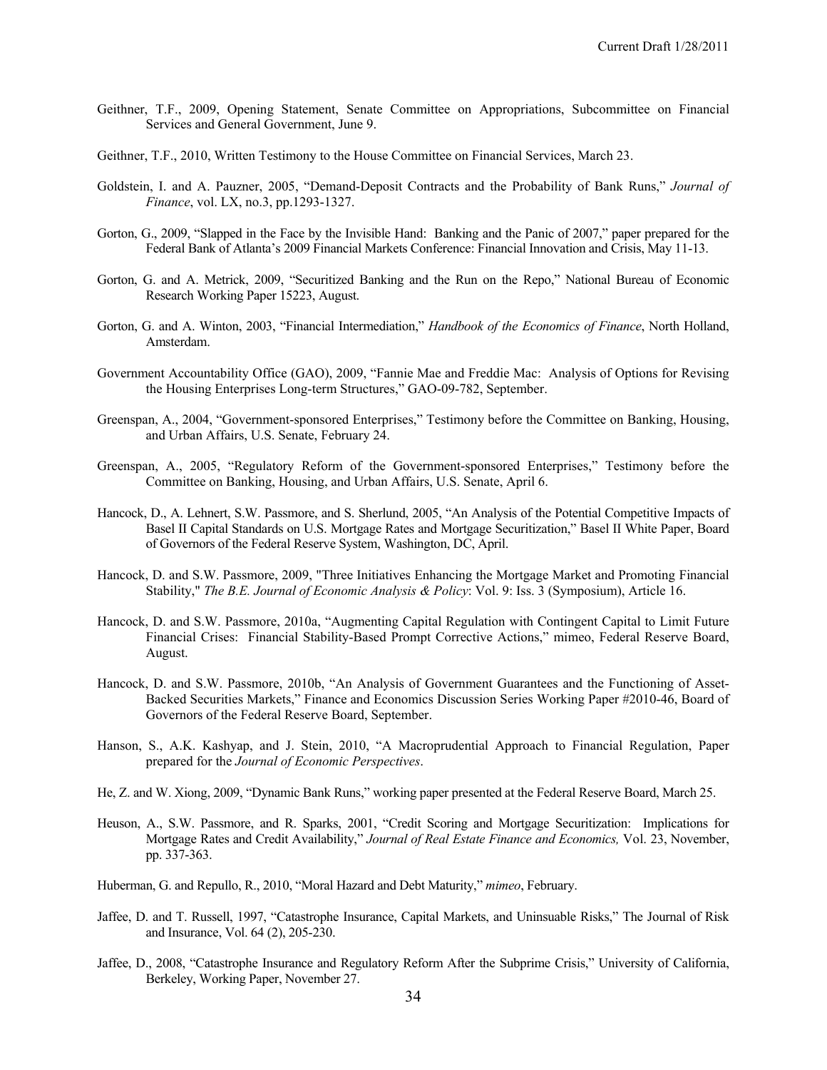Geithner, T.F., 2009, Opening Statement, Senate Committee on Appropriations, Subcommittee on Financial Services and General Government, June 9.

Geithner, T.F., 2010, Written Testimony to the House Committee on Financial Services, March 23.

Goldstein, I. and A. Pauzner, 2005, "Demand-Deposit Contracts and the Probability of Bank Runs," *Journal of Finance*, vol. LX, no.3, pp.1293-1327.

Gorton, G., 2009, "Slapped in the Face by the Invisible Hand: Banking and the Panic of 2007," paper prepared for the Federal Bank of Atlanta's 2009 Financial Markets Conference: Financial Innovation and Crisis, May 11-13.

Gorton, G. and A. Metrick, 2009, "Securitized Banking and the Run on the Repo," National Bureau of Economic Research Working Paper 15223, August.

Gorton, G. and A. Winton, 2003, "Financial Intermediation," *Handbook of the Economics of Finance*, North Holland, Amsterdam.

Government Accountability Office (GAO), 2009, "Fannie Mae and Freddie Mac: Analysis of Options for Revising the Housing Enterprises Long-term Structures," GAO-09-782, September.

Greenspan, A., 2004, "Government-sponsored Enterprises," Testimony before the Committee on Banking, Housing, and Urban Affairs, U.S. Senate, February 24.

Greenspan, A., 2005, "Regulatory Reform of the Government-sponsored Enterprises," Testimony before the Committee on Banking, Housing, and Urban Affairs, U.S. Senate, April 6.

Hancock, D., A. Lehnert, S.W. Passmore, and S. Sherlund, 2005, "An Analysis of the Potential Competitive Impacts of Basel II Capital Standards on U.S. Mortgage Rates and Mortgage Securitization," Basel II White Paper, Board of Governors of the Federal Reserve System, Washington, DC, April.

Hancock, D. and S.W. Passmore, 2009, "Three Initiatives Enhancing the Mortgage Market and Promoting Financial Stability," *The B.E. Journal of Economic Analysis & Policy*: Vol. 9: Iss. 3 (Symposium), Article 16.

Hancock, D. and S.W. Passmore, 2010a, "Augmenting Capital Regulation with Contingent Capital to Limit Future Financial Crises: Financial Stability-Based Prompt Corrective Actions," mimeo, Federal Reserve Board, August.

Hancock, D. and S.W. Passmore, 2010b, "An Analysis of Government Guarantees and the Functioning of Asset-Backed Securities Markets," Finance and Economics Discussion Series Working Paper #2010-46, Board of Governors of the Federal Reserve Board, September.

Hanson, S., A.K. Kashyap, and J. Stein, 2010, "A Macroprudential Approach to Financial Regulation, Paper prepared for the *Journal of Economic Perspectives*.

He, Z. and W. Xiong, 2009, "Dynamic Bank Runs," working paper presented at the Federal Reserve Board, March 25.

Heuson, A., S.W. Passmore, and R. Sparks, 2001, "Credit Scoring and Mortgage Securitization: Implications for Mortgage Rates and Credit Availability," *Journal of Real Estate Finance and Economics,* Vol. 23, November, pp. 337-363.

Huberman, G. and Repullo, R., 2010, "Moral Hazard and Debt Maturity," *mimeo*, February.

Jaffee, D. and T. Russell, 1997, "Catastrophe Insurance, Capital Markets, and Uninsuable Risks," The Journal of Risk and Insurance, Vol. 64 (2), 205-230.

Jaffee, D., 2008, "Catastrophe Insurance and Regulatory Reform After the Subprime Crisis," University of California, Berkeley, Working Paper, November 27.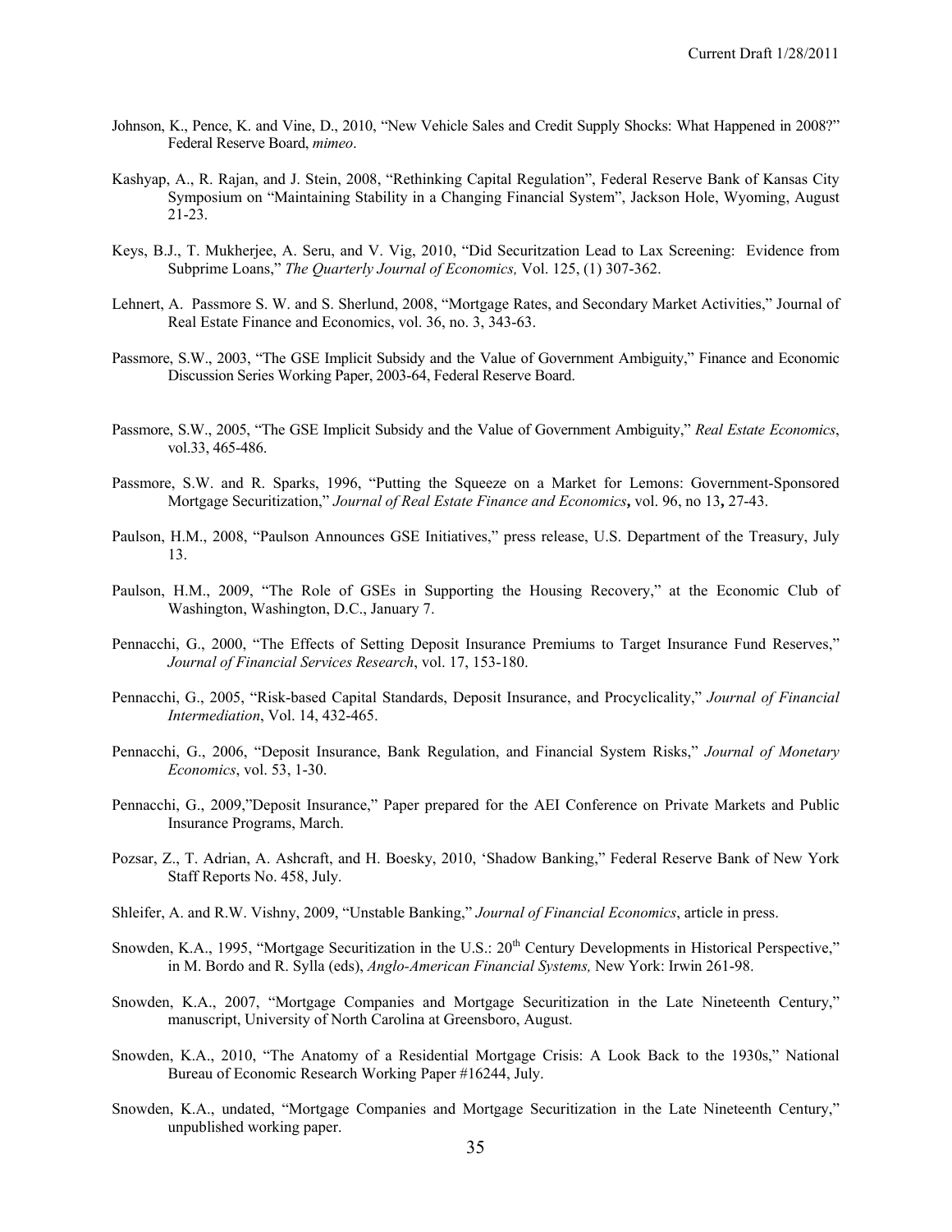Johnson, K., Pence, K. and Vine, D., 2010, "New Vehicle Sales and Credit Supply Shocks: What Happened in 2008?" Federal Reserve Board, *mimeo*.

Kashyap, A., R. Rajan, and J. Stein, 2008, "Rethinking Capital Regulation", Federal Reserve Bank of Kansas City Symposium on "Maintaining Stability in a Changing Financial System", Jackson Hole, Wyoming, August 21-23.

Keys, B.J., T. Mukherjee, A. Seru, and V. Vig, 2010, "Did Securitzation Lead to Lax Screening: Evidence from Subprime Loans," *The Quarterly Journal of Economics,* Vol. 125, (1) 307-362.

Lehnert, A. Passmore S. W. and S. Sherlund, 2008, "Mortgage Rates, and Secondary Market Activities," Journal of Real Estate Finance and Economics, vol. 36, no. 3, 343-63.

Passmore, S.W., 2003, "The GSE Implicit Subsidy and the Value of Government Ambiguity," Finance and Economic Discussion Series Working Paper, 2003-64, Federal Reserve Board.

Passmore, S.W., 2005, "The GSE Implicit Subsidy and the Value of Government Ambiguity," *Real Estate Economics*, vol.33, 465-486.

Passmore, S.W. and R. Sparks, 1996, "Putting the Squeeze on a Market for Lemons: Government-Sponsored Mortgage Securitization," *Journal of Real Estate Finance and Economics***,** vol. 96, no 13**,** 27-43.

Paulson, H.M., 2008, "Paulson Announces GSE Initiatives," press release, U.S. Department of the Treasury, July 13.

Paulson, H.M., 2009, "The Role of GSEs in Supporting the Housing Recovery," at the Economic Club of Washington, Washington, D.C., January 7.

Pennacchi, G., 2000, "The Effects of Setting Deposit Insurance Premiums to Target Insurance Fund Reserves," *Journal of Financial Services Research*, vol. 17, 153-180.

Pennacchi, G., 2005, "Risk-based Capital Standards, Deposit Insurance, and Procyclicality," *Journal of Financial Intermediation*, Vol. 14, 432-465.

Pennacchi, G., 2006, "Deposit Insurance, Bank Regulation, and Financial System Risks," *Journal of Monetary Economics*, vol. 53, 1-30.

Pennacchi, G., 2009,"Deposit Insurance," Paper prepared for the AEI Conference on Private Markets and Public Insurance Programs, March.

Pozsar, Z., T. Adrian, A. Ashcraft, and H. Boesky, 2010, 'Shadow Banking," Federal Reserve Bank of New York Staff Reports No. 458, July.

Shleifer, A. and R.W. Vishny, 2009, "Unstable Banking," *Journal of Financial Economics*, article in press.

Snowden, K.A., 1995, "Mortgage Securitization in the U.S.: 20th Century Developments in Historical Perspective," in M. Bordo and R. Sylla (eds), *Anglo-American Financial Systems,* New York: Irwin 261-98.

Snowden, K.A., 2007, "Mortgage Companies and Mortgage Securitization in the Late Nineteenth Century," manuscript, University of North Carolina at Greensboro, August.

Snowden, K.A., 2010, "The Anatomy of a Residential Mortgage Crisis: A Look Back to the 1930s," National Bureau of Economic Research Working Paper #16244, July.

Snowden, K.A., undated, "Mortgage Companies and Mortgage Securitization in the Late Nineteenth Century," unpublished working paper.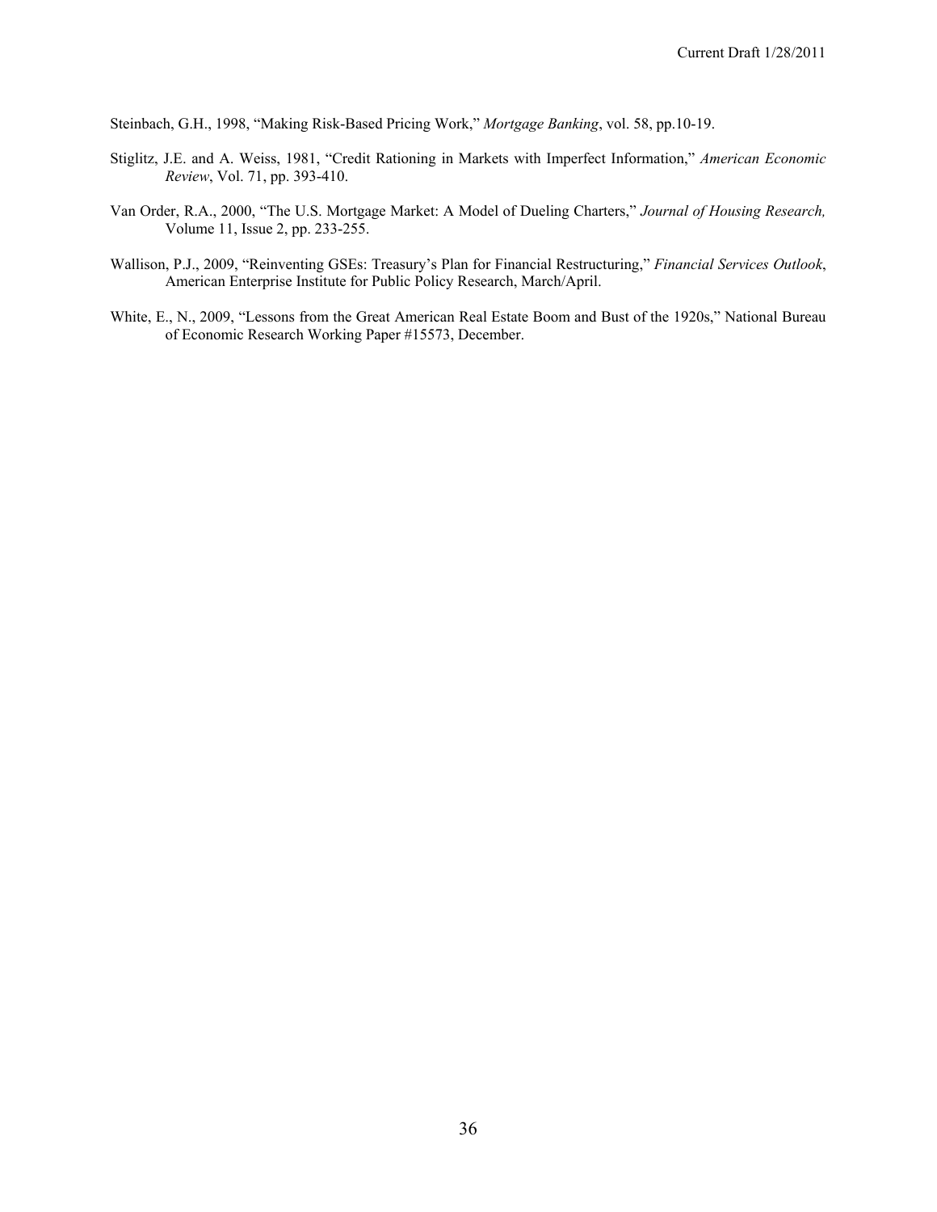Steinbach, G.H., 1998, "Making Risk-Based Pricing Work," *Mortgage Banking*, vol. 58, pp.10-19.

Stiglitz, J.E. and A. Weiss, 1981, "Credit Rationing in Markets with Imperfect Information," *American Economic Review*, Vol. 71, pp. 393-410.

Van Order, R.A., 2000, "The U.S. Mortgage Market: A Model of Dueling Charters," *Journal of Housing Research,* Volume 11, Issue 2, pp. 233-255.

Wallison, P.J., 2009, "Reinventing GSEs: Treasury's Plan for Financial Restructuring," *Financial Services Outlook*, American Enterprise Institute for Public Policy Research, March/April.

White, E., N., 2009, "Lessons from the Great American Real Estate Boom and Bust of the 1920s," National Bureau of Economic Research Working Paper #15573, December.